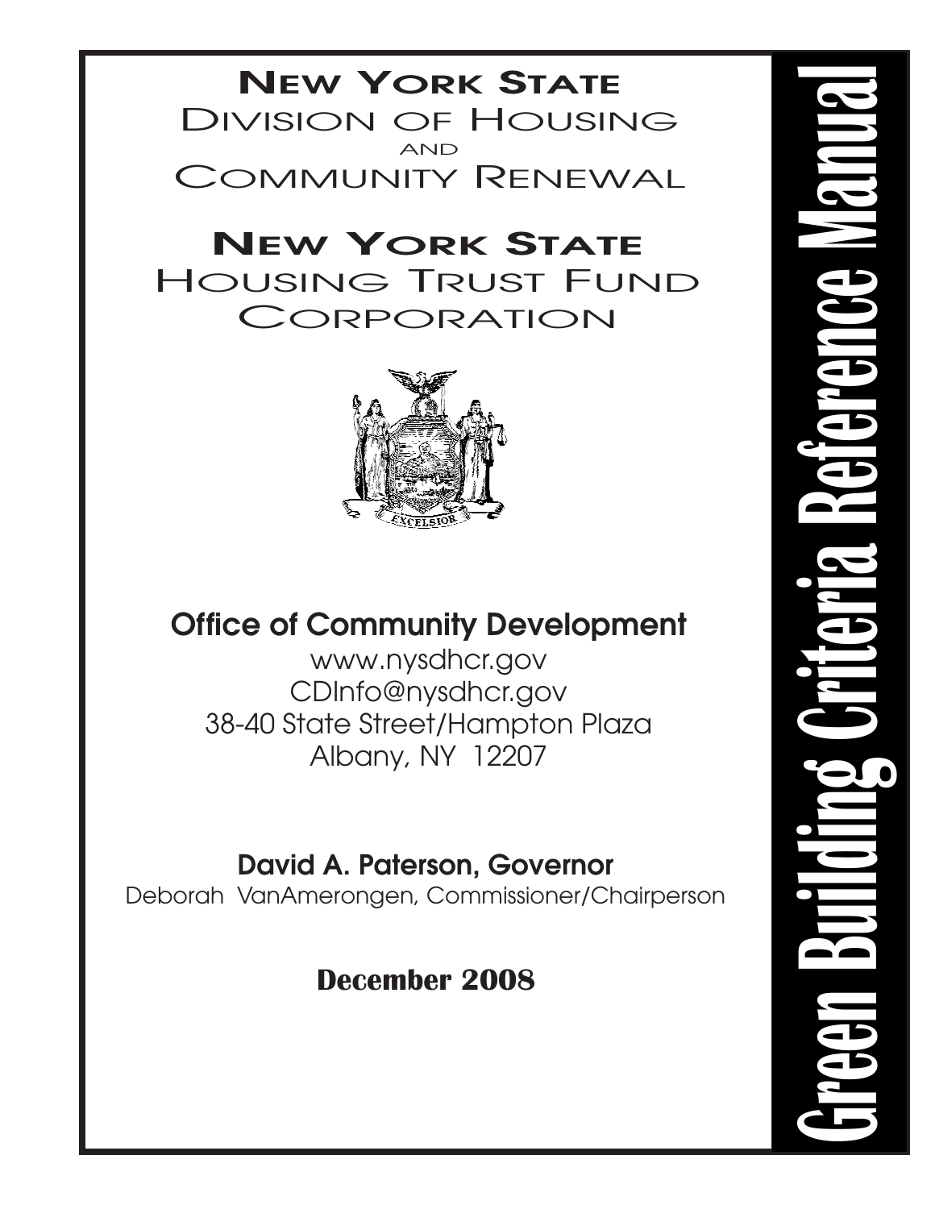# Green Building Criteria Reference Manual

## New York State
## Division of Housing and Community Renewal

## New York State
## Housing Trust Fund Corporation

### Office of Community Development

www.nysdhcr.gov
CDInfo@nysdhcr.gov
38-40 State Street/Hampton Plaza
Albany, NY 12207

**David A. Paterson, Governor**
Deborah VanAmerongen, Commissioner/Chairperson

**December 2008**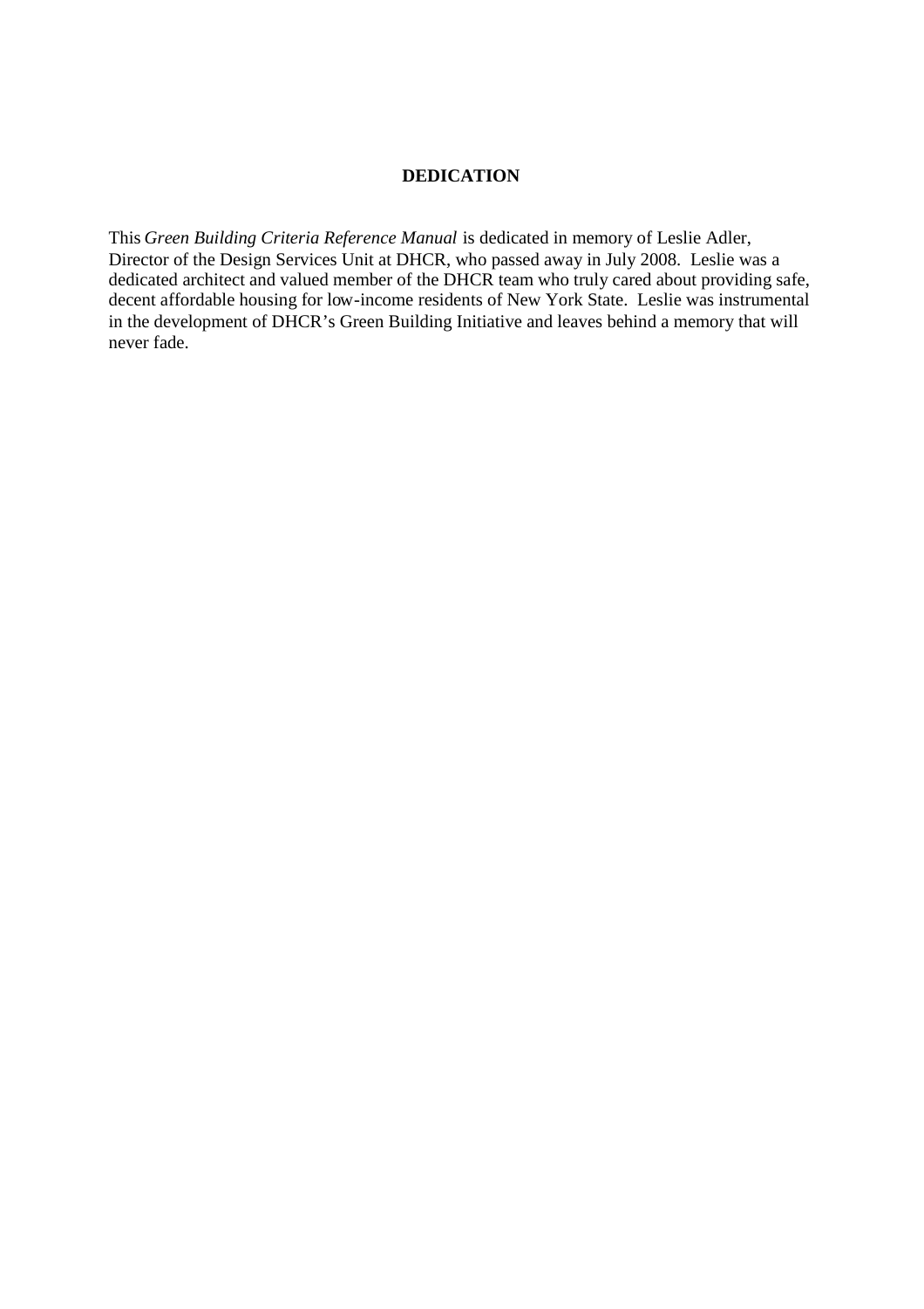# DEDICATION

This *Green Building Criteria Reference Manual* is dedicated in memory of Leslie Adler, Director of the Design Services Unit at DHCR, who passed away in July 2008. Leslie was a dedicated architect and valued member of the DHCR team who truly cared about providing safe, decent affordable housing for low-income residents of New York State. Leslie was instrumental in the development of DHCR's Green Building Initiative and leaves behind a memory that will never fade.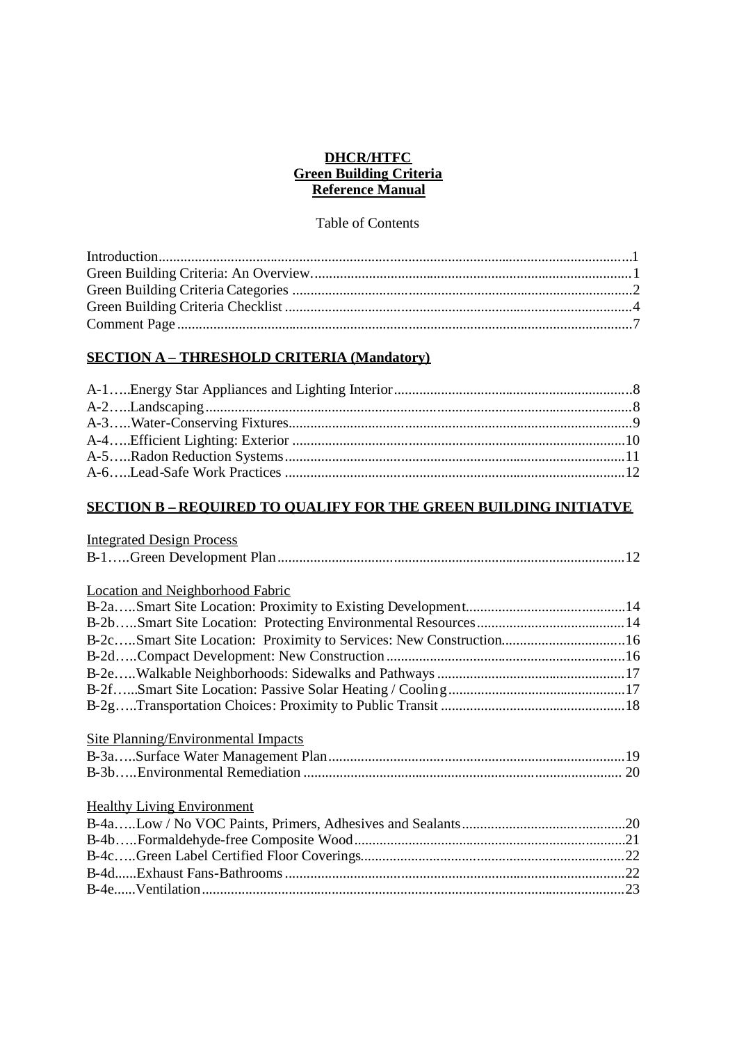**DHCR/HTFC**
**Green Building Criteria**
**Reference Manual**

Table of Contents

Introduction....................................................................................................................1
Green Building Criteria: An Overview........................................................................1
Green Building Criteria Categories .............................................................................2
Green Building Criteria Checklist ...............................................................................4
Comment Page .............................................................................................................7

## SECTION A – THRESHOLD CRITERIA (Mandatory)

A-1.....Energy Star Appliances and Lighting Interior.................................................8
A-2.....Landscaping.....................................................................................................8
A-3.....Water-Conserving Fixtures...............................................................................9
A-4.....Efficient Lighting: Exterior ...........................................................................10
A-5.....Radon Reduction Systems.............................................................................11
A-6.....Lead-Safe Work Practices .............................................................................12

## SECTION B – REQUIRED TO QUALIFY FOR THE GREEN BUILDING INITIATVE

Integrated Design Process

B-1.....Green Development Plan...............................................................................12

Location and Neighborhood Fabric

B-2a.....Smart Site Location: Proximity to Existing Development............................14
B-2b.....Smart Site Location: Protecting Environmental Resources.........................14
B-2c.....Smart Site Location: Proximity to Services: New Construction.................16
B-2d.....Compact Development: New Construction.................................................16
B-2e.....Walkable Neighborhoods: Sidewalks and Pathways...................................17
B-2f......Smart Site Location: Passive Solar Heating / Cooling.................................17
B-2g.....Transportation Choices: Proximity to Public Transit ..................................18

Site Planning/Environmental Impacts

B-3a.....Surface Water Management Plan.................................................................19
B-3b.....Environmental Remediation ....................................................................... 20

Healthy Living Environment

B-4a.....Low / No VOC Paints, Primers, Adhesives and Sealants.............................20
B-4b.....Formaldehyde-free Composite Wood..........................................................21
B-4c.....Green Label Certified Floor Coverings........................................................22
B-4d......Exhaust Fans-Bathrooms.............................................................................22
B-4e......Ventilation....................................................................................................23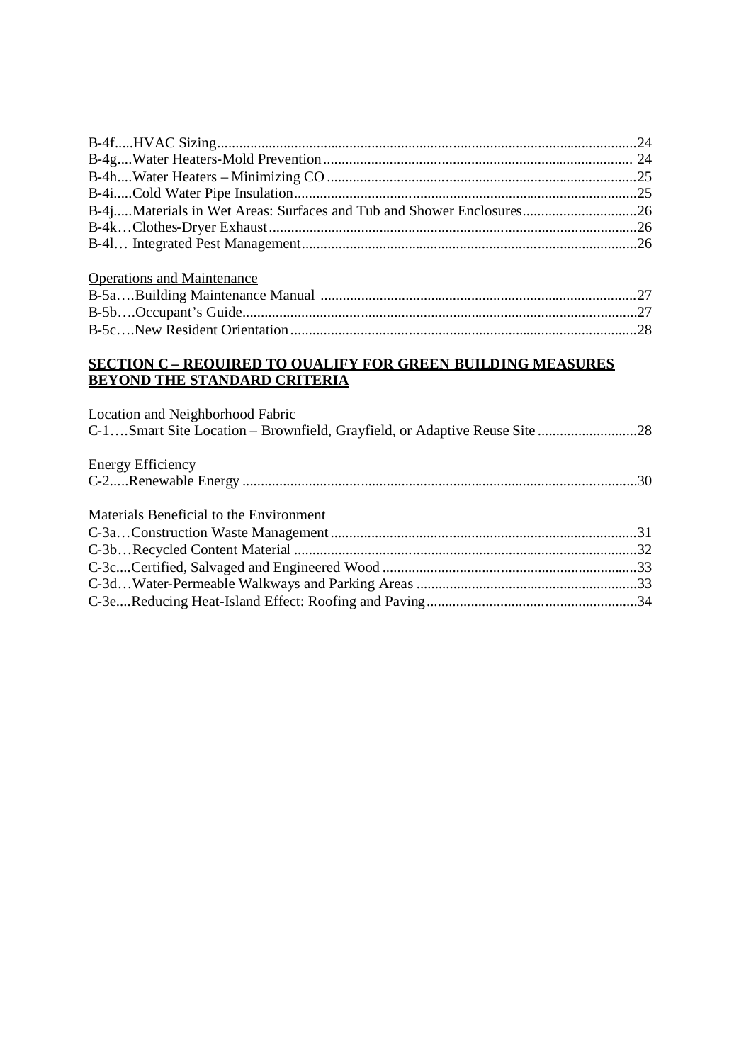B-4f.....HVAC Sizing....................................................................................................24
B-4g....Water Heaters-Mold Prevention.................................................................................. 24
B-4h....Water Heaters – Minimizing CO ...................................................................................25
B-4i.....Cold Water Pipe Insulation............................................................................................25
B-4j.....Materials in Wet Areas: Surfaces and Tub and Shower Enclosures...............................26
B-4k…Clothes-Dryer Exhaust...................................................................................................26
B-4l… Integrated Pest Management..........................................................................................26

Operations and Maintenance

B-5a….Building Maintenance Manual .....................................................................................27
B-5b….Occupant's Guide...........................................................................................................27
B-5c….New Resident Orientation.............................................................................................28

**SECTION C – REQUIRED TO QUALIFY FOR GREEN BUILDING MEASURES BEYOND THE STANDARD CRITERIA**

Location and Neighborhood Fabric

C-1….Smart Site Location – Brownfield, Grayfield, or Adaptive Reuse Site...........................28

Energy Efficiency

C-2.....Renewable Energy ...........................................................................................................30

Materials Beneficial to the Environment

C-3a…Construction Waste Management...................................................................................31
C-3b…Recycled Content Material .............................................................................................32
C-3c....Certified, Salvaged and Engineered Wood ....................................................................33
C-3d…Water-Permeable Walkways and Parking Areas ............................................................33
C-3e....Reducing Heat-Island Effect: Roofing and Paving.........................................................34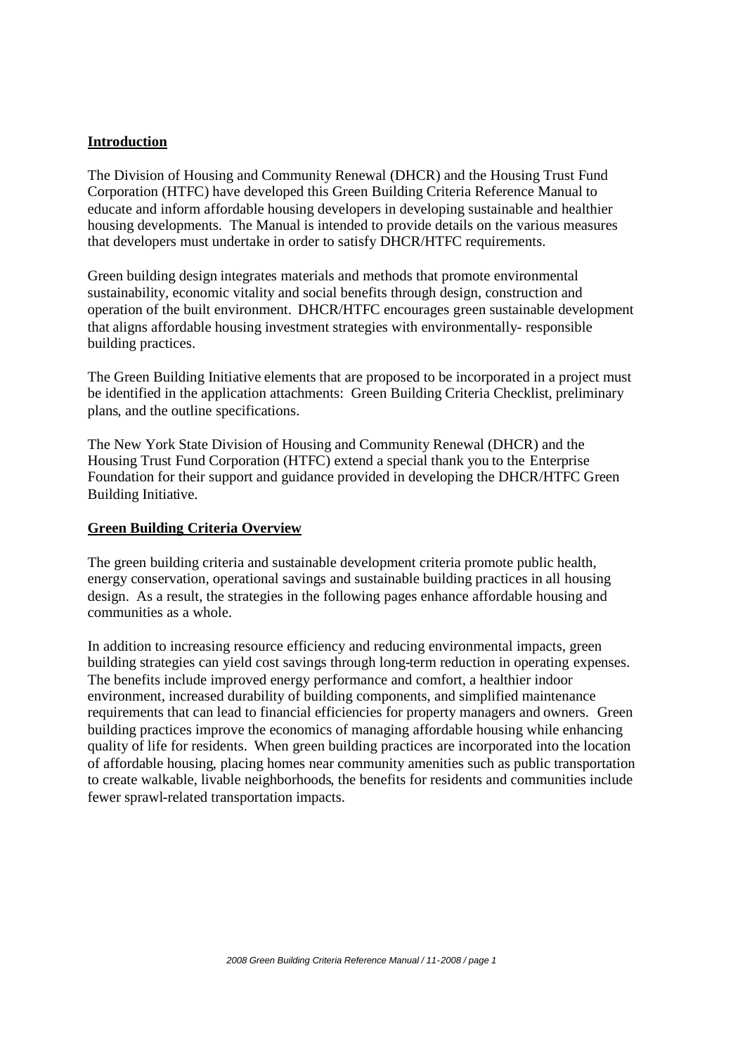## Introduction

The Division of Housing and Community Renewal (DHCR) and the Housing Trust Fund Corporation (HTFC) have developed this Green Building Criteria Reference Manual to educate and inform affordable housing developers in developing sustainable and healthier housing developments. The Manual is intended to provide details on the various measures that developers must undertake in order to satisfy DHCR/HTFC requirements.

Green building design integrates materials and methods that promote environmental sustainability, economic vitality and social benefits through design, construction and operation of the built environment. DHCR/HTFC encourages green sustainable development that aligns affordable housing investment strategies with environmentally- responsible building practices.

The Green Building Initiative elements that are proposed to be incorporated in a project must be identified in the application attachments: Green Building Criteria Checklist, preliminary plans, and the outline specifications.

The New York State Division of Housing and Community Renewal (DHCR) and the Housing Trust Fund Corporation (HTFC) extend a special thank you to the Enterprise Foundation for their support and guidance provided in developing the DHCR/HTFC Green Building Initiative.

## Green Building Criteria Overview

The green building criteria and sustainable development criteria promote public health, energy conservation, operational savings and sustainable building practices in all housing design. As a result, the strategies in the following pages enhance affordable housing and communities as a whole.

In addition to increasing resource efficiency and reducing environmental impacts, green building strategies can yield cost savings through long-term reduction in operating expenses. The benefits include improved energy performance and comfort, a healthier indoor environment, increased durability of building components, and simplified maintenance requirements that can lead to financial efficiencies for property managers and owners. Green building practices improve the economics of managing affordable housing while enhancing quality of life for residents. When green building practices are incorporated into the location of affordable housing, placing homes near community amenities such as public transportation to create walkable, livable neighborhoods, the benefits for residents and communities include fewer sprawl-related transportation impacts.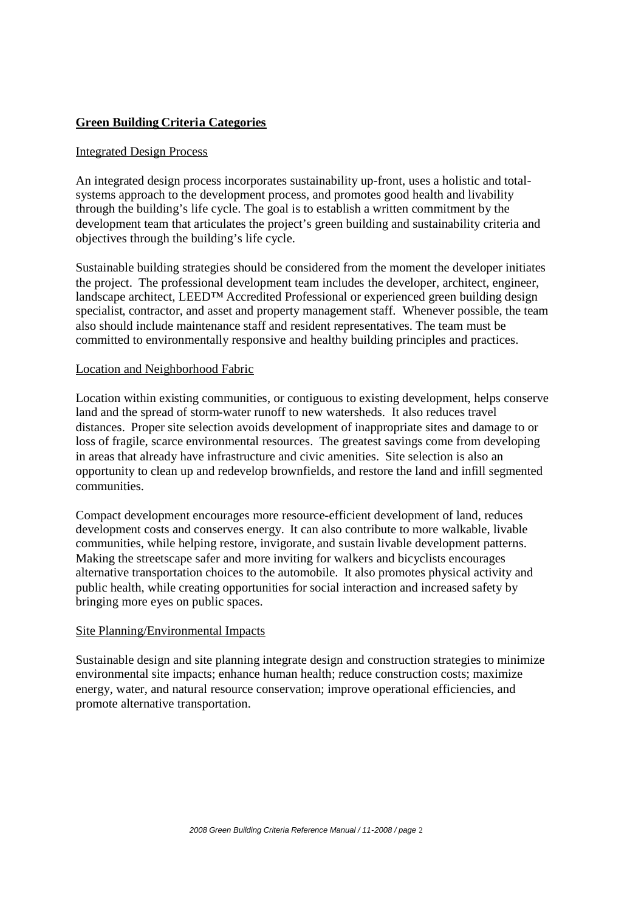## Green Building Criteria Categories

### Integrated Design Process

An integrated design process incorporates sustainability up-front, uses a holistic and total-systems approach to the development process, and promotes good health and livability through the building's life cycle. The goal is to establish a written commitment by the development team that articulates the project's green building and sustainability criteria and objectives through the building's life cycle.

Sustainable building strategies should be considered from the moment the developer initiates the project. The professional development team includes the developer, architect, engineer, landscape architect, LEED™ Accredited Professional or experienced green building design specialist, contractor, and asset and property management staff. Whenever possible, the team also should include maintenance staff and resident representatives. The team must be committed to environmentally responsive and healthy building principles and practices.

### Location and Neighborhood Fabric

Location within existing communities, or contiguous to existing development, helps conserve land and the spread of storm-water runoff to new watersheds. It also reduces travel distances. Proper site selection avoids development of inappropriate sites and damage to or loss of fragile, scarce environmental resources. The greatest savings come from developing in areas that already have infrastructure and civic amenities. Site selection is also an opportunity to clean up and redevelop brownfields, and restore the land and infill segmented communities.

Compact development encourages more resource-efficient development of land, reduces development costs and conserves energy. It can also contribute to more walkable, livable communities, while helping restore, invigorate, and sustain livable development patterns. Making the streetscape safer and more inviting for walkers and bicyclists encourages alternative transportation choices to the automobile. It also promotes physical activity and public health, while creating opportunities for social interaction and increased safety by bringing more eyes on public spaces.

### Site Planning/Environmental Impacts

Sustainable design and site planning integrate design and construction strategies to minimize environmental site impacts; enhance human health; reduce construction costs; maximize energy, water, and natural resource conservation; improve operational efficiencies, and promote alternative transportation.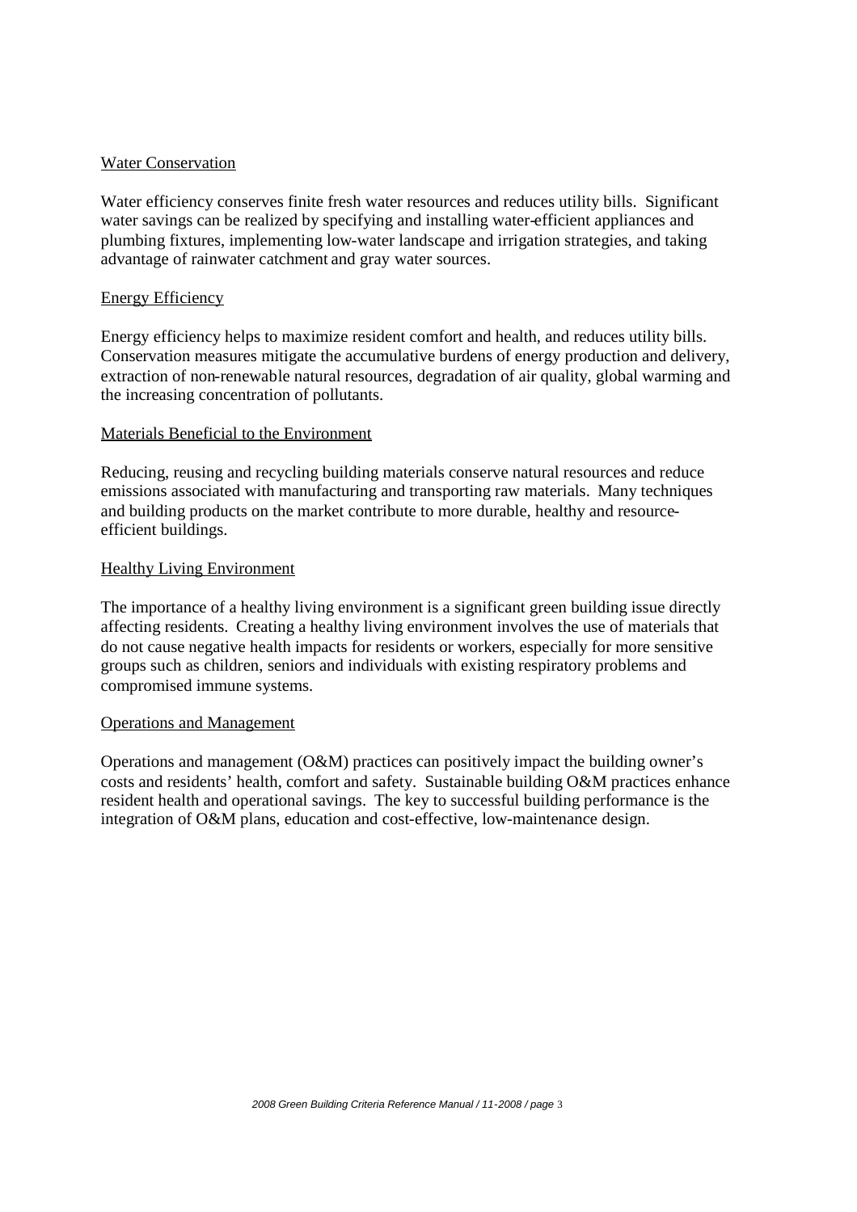Water Conservation

Water efficiency conserves finite fresh water resources and reduces utility bills. Significant water savings can be realized by specifying and installing water-efficient appliances and plumbing fixtures, implementing low-water landscape and irrigation strategies, and taking advantage of rainwater catchment and gray water sources.

Energy Efficiency

Energy efficiency helps to maximize resident comfort and health, and reduces utility bills. Conservation measures mitigate the accumulative burdens of energy production and delivery, extraction of non-renewable natural resources, degradation of air quality, global warming and the increasing concentration of pollutants.

Materials Beneficial to the Environment

Reducing, reusing and recycling building materials conserve natural resources and reduce emissions associated with manufacturing and transporting raw materials. Many techniques and building products on the market contribute to more durable, healthy and resource-efficient buildings.

Healthy Living Environment

The importance of a healthy living environment is a significant green building issue directly affecting residents. Creating a healthy living environment involves the use of materials that do not cause negative health impacts for residents or workers, especially for more sensitive groups such as children, seniors and individuals with existing respiratory problems and compromised immune systems.

Operations and Management

Operations and management (O&M) practices can positively impact the building owner's costs and residents' health, comfort and safety. Sustainable building O&M practices enhance resident health and operational savings. The key to successful building performance is the integration of O&M plans, education and cost-effective, low-maintenance design.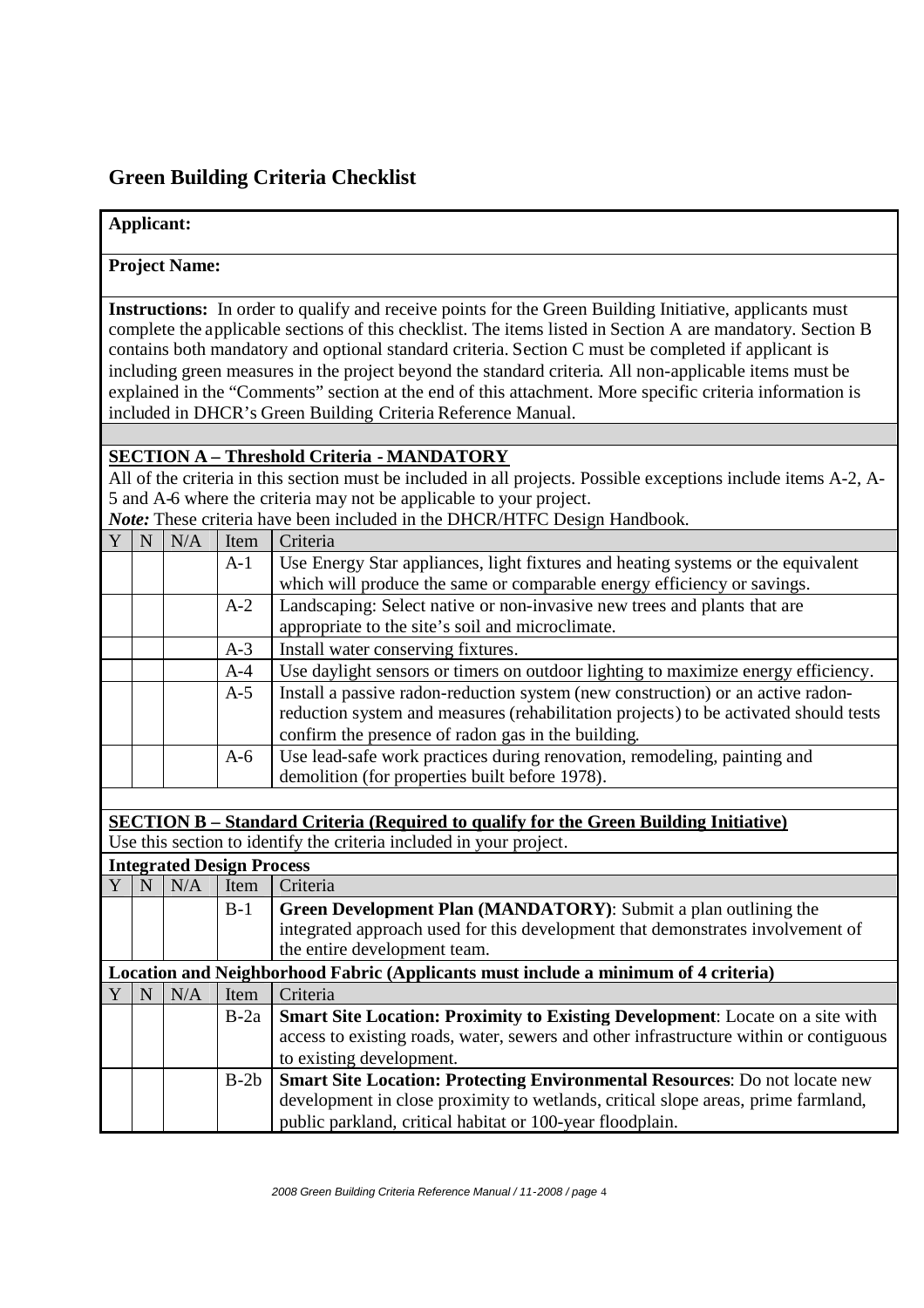## Green Building Criteria Checklist

**Applicant:**

**Project Name:**

**Instructions:** In order to qualify and receive points for the Green Building Initiative, applicants must complete the applicable sections of this checklist. The items listed in Section A are mandatory. Section B contains both mandatory and optional standard criteria. Section C must be completed if applicant is including green measures in the project beyond the standard criteria. All non-applicable items must be explained in the "Comments" section at the end of this attachment. More specific criteria information is included in DHCR's Green Building Criteria Reference Manual.

**SECTION A – Threshold Criteria - MANDATORY**

All of the criteria in this section must be included in all projects. Possible exceptions include items A-2, A-5 and A-6 where the criteria may not be applicable to your project.

***Note:*** These criteria have been included in the DHCR/HTFC Design Handbook.

| Y | N | N/A | Item | Criteria |
|---|---|---|---|---|
| | | | A-1 | Use Energy Star appliances, light fixtures and heating systems or the equivalent which will produce the same or comparable energy efficiency or savings. |
| | | | A-2 | Landscaping: Select native or non-invasive new trees and plants that are appropriate to the site's soil and microclimate. |
| | | | A-3 | Install water conserving fixtures. |
| | | | A-4 | Use daylight sensors or timers on outdoor lighting to maximize energy efficiency. |
| | | | A-5 | Install a passive radon-reduction system (new construction) or an active radon-reduction system and measures (rehabilitation projects) to be activated should tests confirm the presence of radon gas in the building. |
| | | | A-6 | Use lead-safe work practices during renovation, remodeling, painting and demolition (for properties built before 1978). |

**SECTION B – Standard Criteria (Required to qualify for the Green Building Initiative)**

Use this section to identify the criteria included in your project.

**Integrated Design Process**

| Y | N | N/A | Item | Criteria |
|---|---|---|---|---|
| | | | B-1 | **Green Development Plan (MANDATORY)**: Submit a plan outlining the integrated approach used for this development that demonstrates involvement of the entire development team. |

**Location and Neighborhood Fabric (Applicants must include a minimum of 4 criteria)**

| Y | N | N/A | Item | Criteria |
|---|---|---|---|---|
| | | | B-2a | **Smart Site Location: Proximity to Existing Development**: Locate on a site with access to existing roads, water, sewers and other infrastructure within or contiguous to existing development. |
| | | | B-2b | **Smart Site Location: Protecting Environmental Resources**: Do not locate new development in close proximity to wetlands, critical slope areas, prime farmland, public parkland, critical habitat or 100-year floodplain. |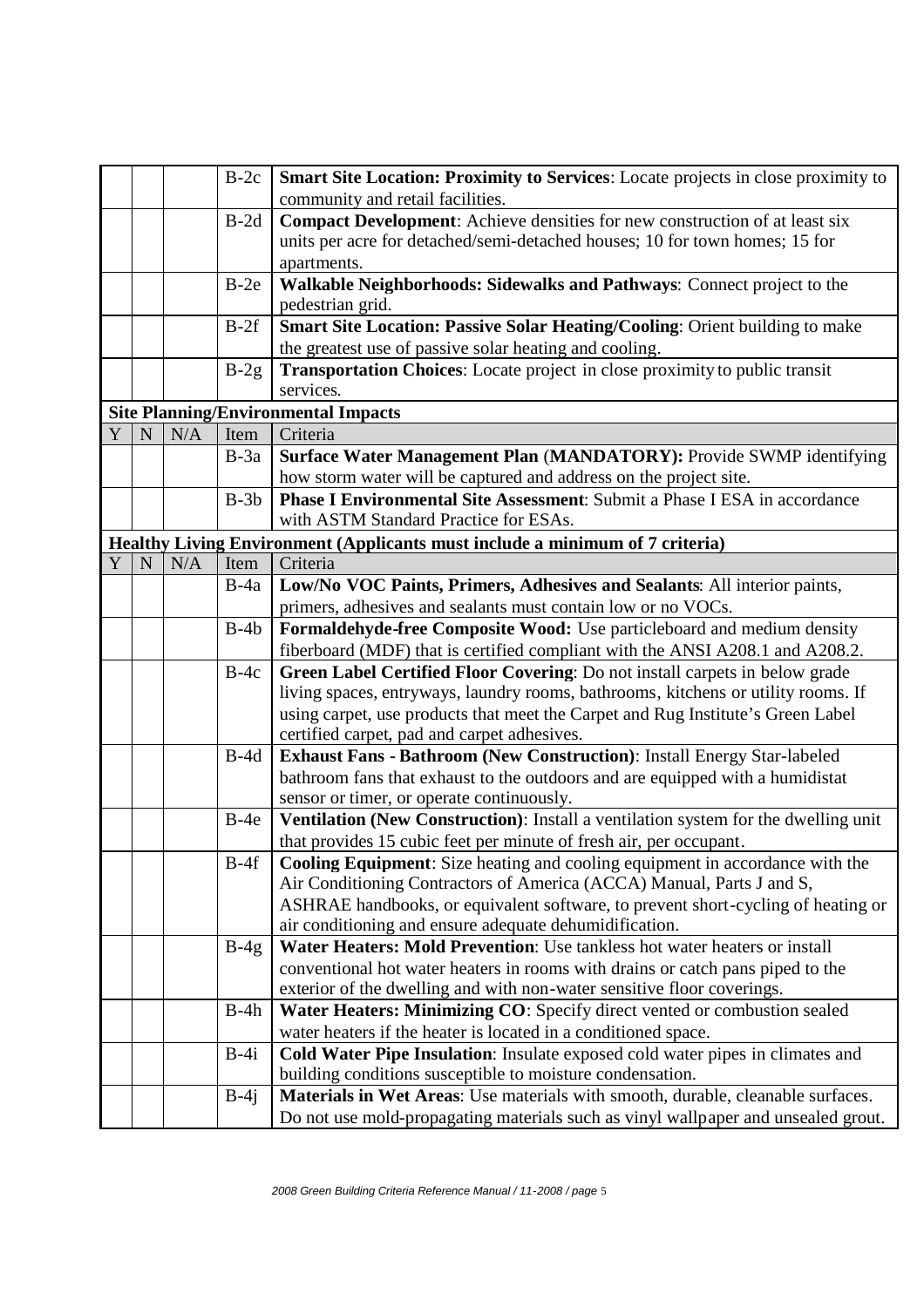| Y | N | N/A | Item | Criteria |
|---|---|---|---|---|
| | | | B-2c | **Smart Site Location: Proximity to Services**: Locate projects in close proximity to community and retail facilities. |
| | | | B-2d | **Compact Development**: Achieve densities for new construction of at least six units per acre for detached/semi-detached houses; 10 for town homes; 15 for apartments. |
| | | | B-2e | **Walkable Neighborhoods: Sidewalks and Pathways**: Connect project to the pedestrian grid. |
| | | | B-2f | **Smart Site Location: Passive Solar Heating/Cooling**: Orient building to make the greatest use of passive solar heating and cooling. |
| | | | B-2g | **Transportation Choices**: Locate project in close proximity to public transit services. |

**Site Planning/Environmental Impacts**

| Y | N | N/A | Item | Criteria |
|---|---|---|---|---|
| | | | B-3a | **Surface Water Management Plan** (**MANDATORY):** Provide SWMP identifying how storm water will be captured and address on the project site. |
| | | | B-3b | **Phase I Environmental Site Assessment**: Submit a Phase I ESA in accordance with ASTM Standard Practice for ESAs. |

**Healthy Living Environment (Applicants must include a minimum of 7 criteria)**

| Y | N | N/A | Item | Criteria |
|---|---|---|---|---|
| | | | B-4a | **Low/No VOC Paints, Primers, Adhesives and Sealants**: All interior paints, primers, adhesives and sealants must contain low or no VOCs. |
| | | | B-4b | **Formaldehyde-free Composite Wood:** Use particleboard and medium density fiberboard (MDF) that is certified compliant with the ANSI A208.1 and A208.2. |
| | | | B-4c | **Green Label Certified Floor Covering**: Do not install carpets in below grade living spaces, entryways, laundry rooms, bathrooms, kitchens or utility rooms. If using carpet, use products that meet the Carpet and Rug Institute's Green Label certified carpet, pad and carpet adhesives. |
| | | | B-4d | **Exhaust Fans - Bathroom (New Construction)**: Install Energy Star-labeled bathroom fans that exhaust to the outdoors and are equipped with a humidistat sensor or timer, or operate continuously. |
| | | | B-4e | **Ventilation (New Construction)**: Install a ventilation system for the dwelling unit that provides 15 cubic feet per minute of fresh air, per occupant. |
| | | | B-4f | **Cooling Equipment**: Size heating and cooling equipment in accordance with the Air Conditioning Contractors of America (ACCA) Manual, Parts J and S, ASHRAE handbooks, or equivalent software, to prevent short-cycling of heating or air conditioning and ensure adequate dehumidification. |
| | | | B-4g | **Water Heaters: Mold Prevention**: Use tankless hot water heaters or install conventional hot water heaters in rooms with drains or catch pans piped to the exterior of the dwelling and with non-water sensitive floor coverings. |
| | | | B-4h | **Water Heaters: Minimizing CO**: Specify direct vented or combustion sealed water heaters if the heater is located in a conditioned space. |
| | | | B-4i | **Cold Water Pipe Insulation**: Insulate exposed cold water pipes in climates and building conditions susceptible to moisture condensation. |
| | | | B-4j | **Materials in Wet Areas**: Use materials with smooth, durable, cleanable surfaces. Do not use mold-propagating materials such as vinyl wallpaper and unsealed grout. |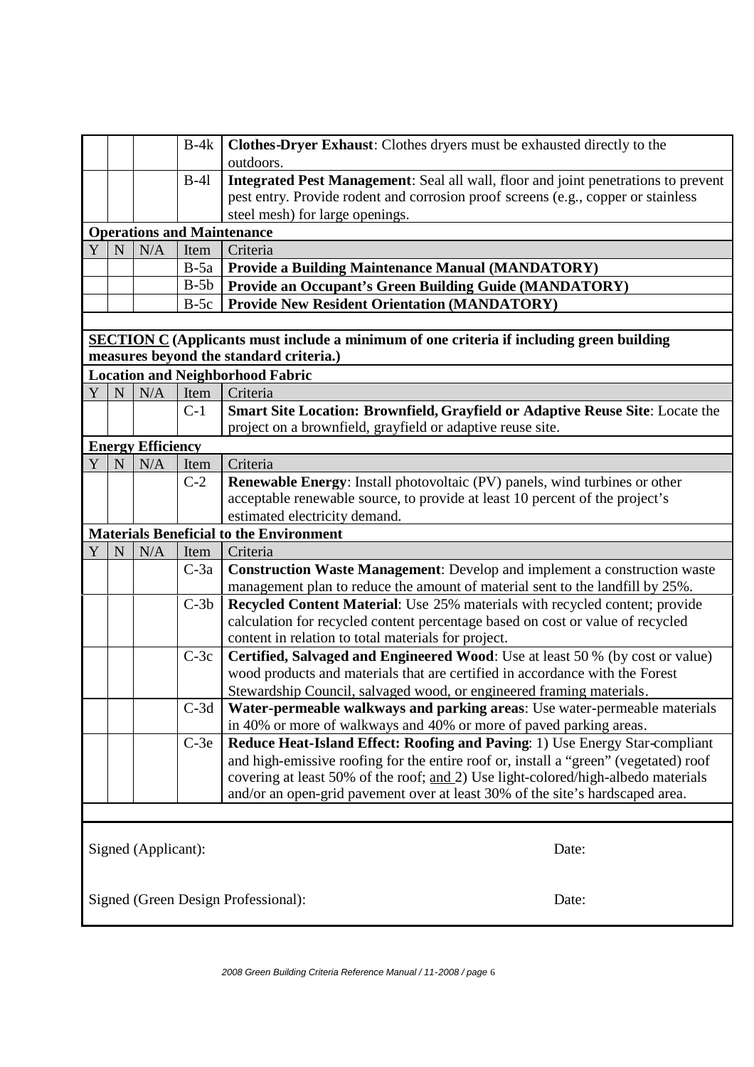| Y | N | N/A | Item | Criteria |
|---|---|---|---|---|
| | | | B-4k | **Clothes-Dryer Exhaust**: Clothes dryers must be exhausted directly to the outdoors. |
| | | | B-4l | **Integrated Pest Management**: Seal all wall, floor and joint penetrations to prevent pest entry. Provide rodent and corrosion proof screens (e.g., copper or stainless steel mesh) for large openings. |

**Operations and Maintenance**

| Y | N | N/A | Item | Criteria |
|---|---|---|---|---|
| | | | B-5a | **Provide a Building Maintenance Manual (MANDATORY)** |
| | | | B-5b | **Provide an Occupant's Green Building Guide (MANDATORY)** |
| | | | B-5c | **Provide New Resident Orientation (MANDATORY)** |

**<u>SECTION C</u> (Applicants must include a minimum of one criteria if including green building measures beyond the standard criteria.)**

**Location and Neighborhood Fabric**

| Y | N | N/A | Item | Criteria |
|---|---|---|---|---|
| | | | C-1 | **Smart Site Location: Brownfield, Grayfield or Adaptive Reuse Site**: Locate the project on a brownfield, grayfield or adaptive reuse site. |

**Energy Efficiency**

| Y | N | N/A | Item | Criteria |
|---|---|---|---|---|
| | | | C-2 | **Renewable Energy**: Install photovoltaic (PV) panels, wind turbines or other acceptable renewable source, to provide at least 10 percent of the project's estimated electricity demand. |

**Materials Beneficial to the Environment**

| Y | N | N/A | Item | Criteria |
|---|---|---|---|---|
| | | | C-3a | **Construction Waste Management**: Develop and implement a construction waste management plan to reduce the amount of material sent to the landfill by 25%. |
| | | | C-3b | **Recycled Content Material**: Use 25% materials with recycled content; provide calculation for recycled content percentage based on cost or value of recycled content in relation to total materials for project. |
| | | | C-3c | **Certified, Salvaged and Engineered Wood**: Use at least 50 % (by cost or value) wood products and materials that are certified in accordance with the Forest Stewardship Council, salvaged wood, or engineered framing materials. |
| | | | C-3d | **Water-permeable walkways and parking areas**: Use water-permeable materials in 40% or more of walkways and 40% or more of paved parking areas. |
| | | | C-3e | **Reduce Heat-Island Effect: Roofing and Paving**: 1) Use Energy Star-compliant and high-emissive roofing for the entire roof or, install a "green" (vegetated) roof covering at least 50% of the roof; <u>and</u> 2) Use light-colored/high-albedo materials and/or an open-grid pavement over at least 30% of the site's hardscaped area. |

Signed (Applicant): Date:

Signed (Green Design Professional): Date: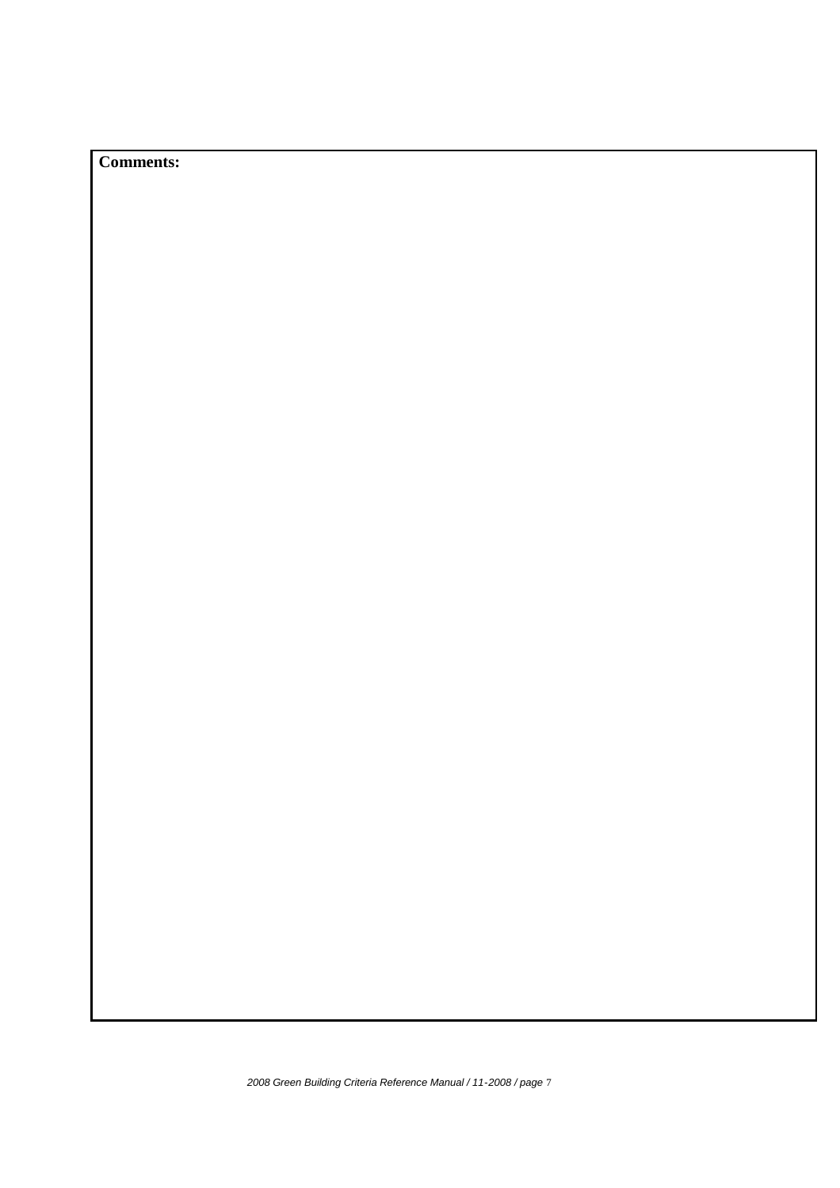**Comments:**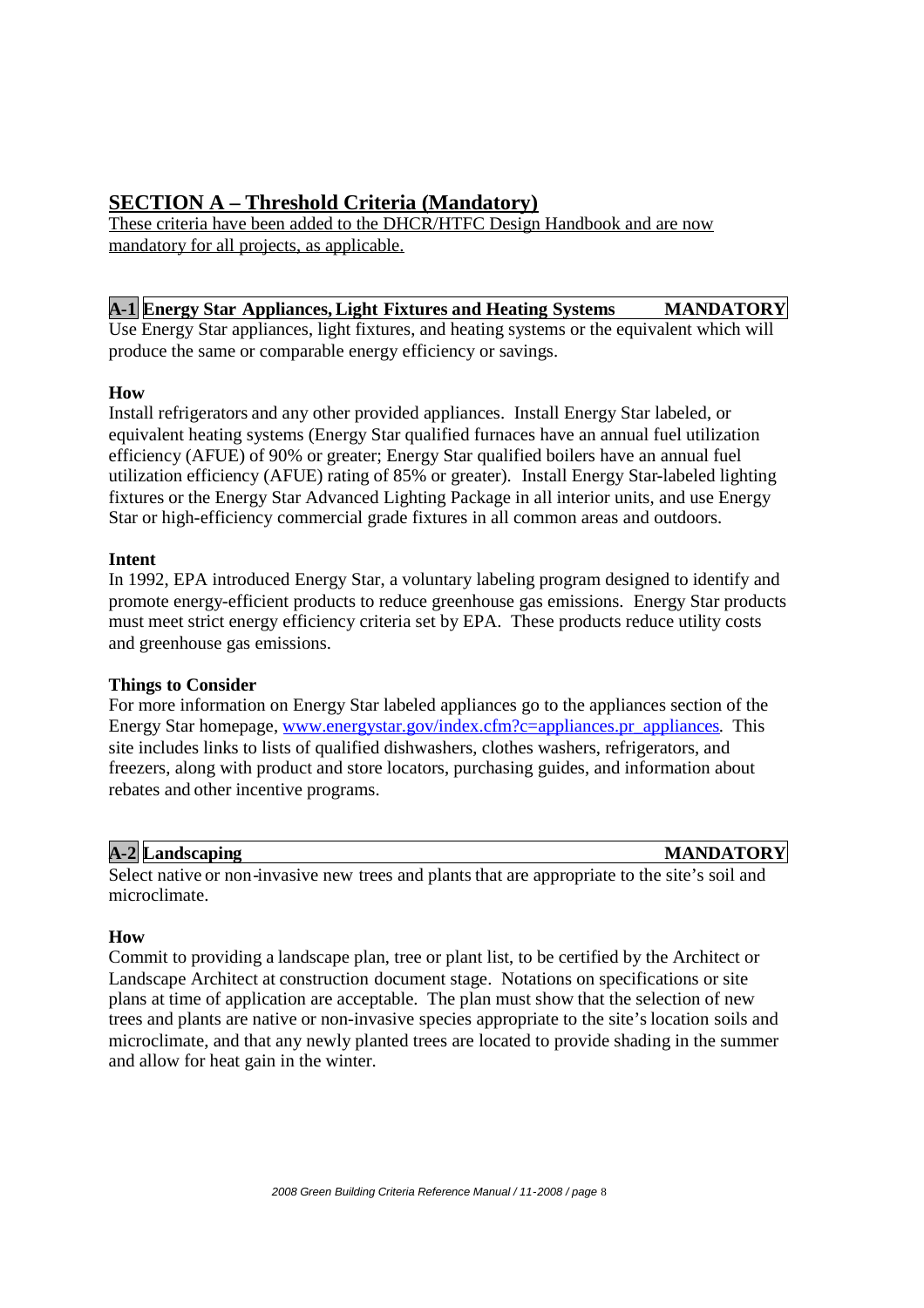## SECTION A – Threshold Criteria (Mandatory)

These criteria have been added to the DHCR/HTFC Design Handbook and are now mandatory for all projects, as applicable.

### A-1 Energy Star Appliances, Light Fixtures and Heating Systems — MANDATORY

Use Energy Star appliances, light fixtures, and heating systems or the equivalent which will produce the same or comparable energy efficiency or savings.

**How**

Install refrigerators and any other provided appliances. Install Energy Star labeled, or equivalent heating systems (Energy Star qualified furnaces have an annual fuel utilization efficiency (AFUE) of 90% or greater; Energy Star qualified boilers have an annual fuel utilization efficiency (AFUE) rating of 85% or greater). Install Energy Star-labeled lighting fixtures or the Energy Star Advanced Lighting Package in all interior units, and use Energy Star or high-efficiency commercial grade fixtures in all common areas and outdoors.

**Intent**

In 1992, EPA introduced Energy Star, a voluntary labeling program designed to identify and promote energy-efficient products to reduce greenhouse gas emissions. Energy Star products must meet strict energy efficiency criteria set by EPA. These products reduce utility costs and greenhouse gas emissions.

**Things to Consider**

For more information on Energy Star labeled appliances go to the appliances section of the Energy Star homepage, www.energystar.gov/index.cfm?c=appliances.pr_appliances. This site includes links to lists of qualified dishwashers, clothes washers, refrigerators, and freezers, along with product and store locators, purchasing guides, and information about rebates and other incentive programs.

### A-2 Landscaping — MANDATORY

Select native or non-invasive new trees and plants that are appropriate to the site's soil and microclimate.

**How**

Commit to providing a landscape plan, tree or plant list, to be certified by the Architect or Landscape Architect at construction document stage. Notations on specifications or site plans at time of application are acceptable. The plan must show that the selection of new trees and plants are native or non-invasive species appropriate to the site's location soils and microclimate, and that any newly planted trees are located to provide shading in the summer and allow for heat gain in the winter.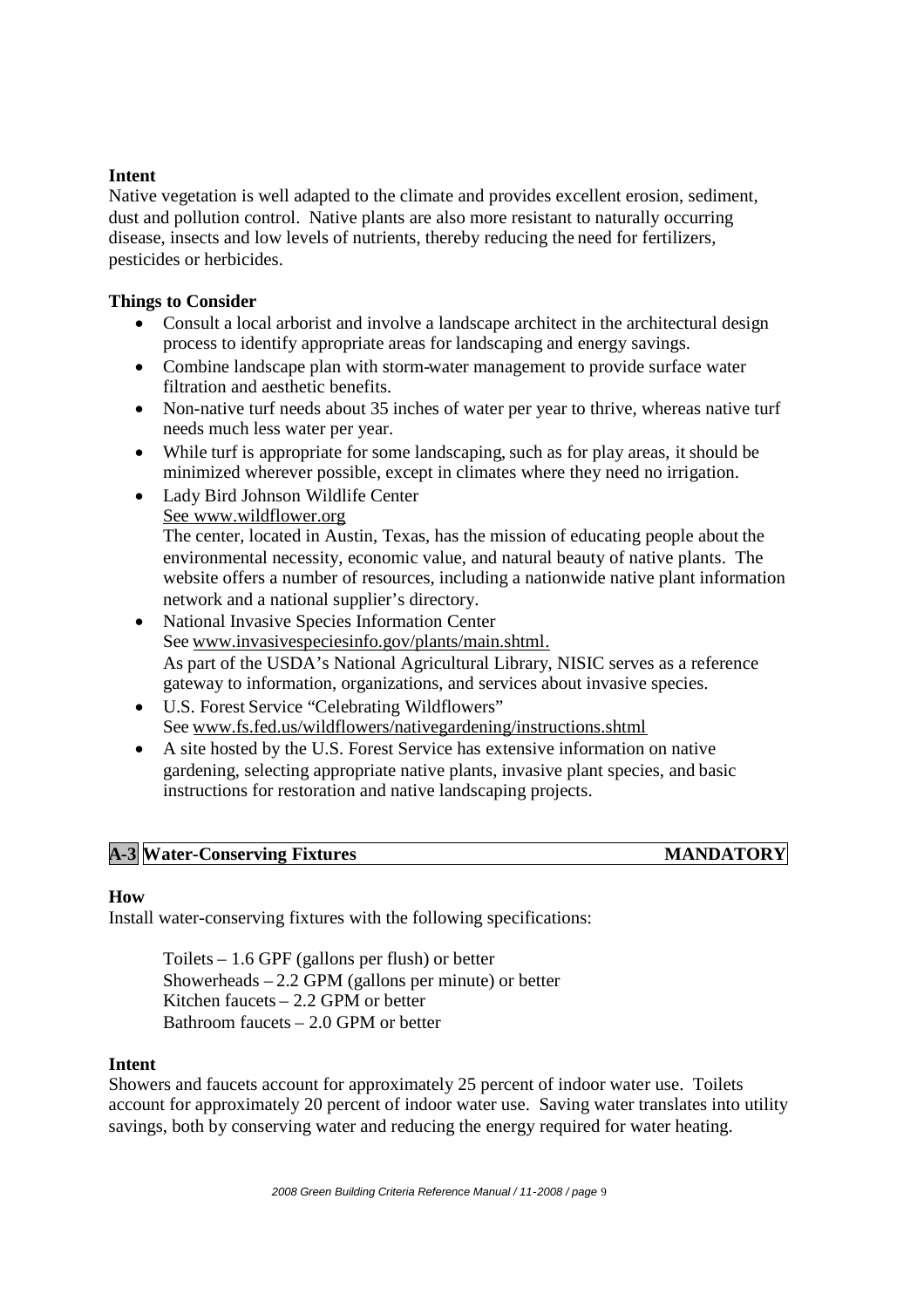**Intent**

Native vegetation is well adapted to the climate and provides excellent erosion, sediment, dust and pollution control. Native plants are also more resistant to naturally occurring disease, insects and low levels of nutrients, thereby reducing the need for fertilizers, pesticides or herbicides.

**Things to Consider**

- Consult a local arborist and involve a landscape architect in the architectural design process to identify appropriate areas for landscaping and energy savings.
- Combine landscape plan with storm-water management to provide surface water filtration and aesthetic benefits.
- Non-native turf needs about 35 inches of water per year to thrive, whereas native turf needs much less water per year.
- While turf is appropriate for some landscaping, such as for play areas, it should be minimized wherever possible, except in climates where they need no irrigation.
- Lady Bird Johnson Wildlife Center
  See www.wildflower.org
  The center, located in Austin, Texas, has the mission of educating people about the environmental necessity, economic value, and natural beauty of native plants. The website offers a number of resources, including a nationwide native plant information network and a national supplier's directory.
- National Invasive Species Information Center
  See www.invasivespeciesinfo.gov/plants/main.shtml.
  As part of the USDA's National Agricultural Library, NISIC serves as a reference gateway to information, organizations, and services about invasive species.
- U.S. Forest Service "Celebrating Wildflowers"
  See www.fs.fed.us/wildflowers/nativegardening/instructions.shtml
- A site hosted by the U.S. Forest Service has extensive information on native gardening, selecting appropriate native plants, invasive plant species, and basic instructions for restoration and native landscaping projects.

## A-3 Water-Conserving Fixtures — MANDATORY

**How**

Install water-conserving fixtures with the following specifications:

Toilets – 1.6 GPF (gallons per flush) or better
Showerheads – 2.2 GPM (gallons per minute) or better
Kitchen faucets – 2.2 GPM or better
Bathroom faucets – 2.0 GPM or better

**Intent**

Showers and faucets account for approximately 25 percent of indoor water use. Toilets account for approximately 20 percent of indoor water use. Saving water translates into utility savings, both by conserving water and reducing the energy required for water heating.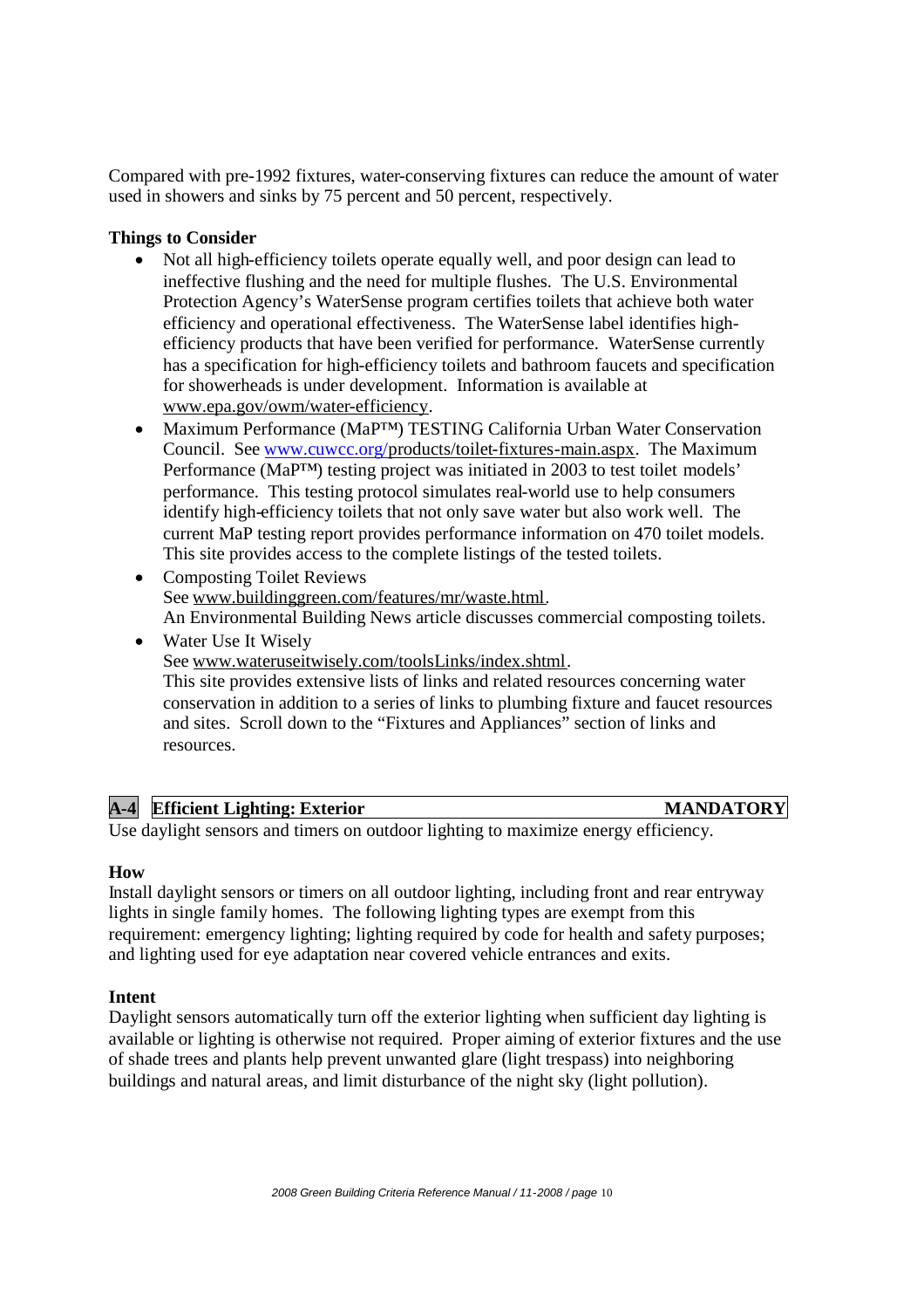Compared with pre-1992 fixtures, water-conserving fixtures can reduce the amount of water used in showers and sinks by 75 percent and 50 percent, respectively.

**Things to Consider**

- Not all high-efficiency toilets operate equally well, and poor design can lead to ineffective flushing and the need for multiple flushes. The U.S. Environmental Protection Agency's WaterSense program certifies toilets that achieve both water efficiency and operational effectiveness. The WaterSense label identifies high-efficiency products that have been verified for performance. WaterSense currently has a specification for high-efficiency toilets and bathroom faucets and specification for showerheads is under development. Information is available at www.epa.gov/owm/water-efficiency.
- Maximum Performance (MaP™) TESTING California Urban Water Conservation Council. See www.cuwcc.org/products/toilet-fixtures-main.aspx. The Maximum Performance (MaP™) testing project was initiated in 2003 to test toilet models' performance. This testing protocol simulates real-world use to help consumers identify high-efficiency toilets that not only save water but also work well. The current MaP testing report provides performance information on 470 toilet models. This site provides access to the complete listings of the tested toilets.
- Composting Toilet Reviews
  See www.buildinggreen.com/features/mr/waste.html.
  An Environmental Building News article discusses commercial composting toilets.
- Water Use It Wisely
  See www.wateruseitwisely.com/toolsLinks/index.shtml.
  This site provides extensive lists of links and related resources concerning water conservation in addition to a series of links to plumbing fixture and faucet resources and sites. Scroll down to the "Fixtures and Appliances" section of links and resources.

## A-4 Efficient Lighting: Exterior — MANDATORY

Use daylight sensors and timers on outdoor lighting to maximize energy efficiency.

**How**

Install daylight sensors or timers on all outdoor lighting, including front and rear entryway lights in single family homes. The following lighting types are exempt from this requirement: emergency lighting; lighting required by code for health and safety purposes; and lighting used for eye adaptation near covered vehicle entrances and exits.

**Intent**

Daylight sensors automatically turn off the exterior lighting when sufficient day lighting is available or lighting is otherwise not required. Proper aiming of exterior fixtures and the use of shade trees and plants help prevent unwanted glare (light trespass) into neighboring buildings and natural areas, and limit disturbance of the night sky (light pollution).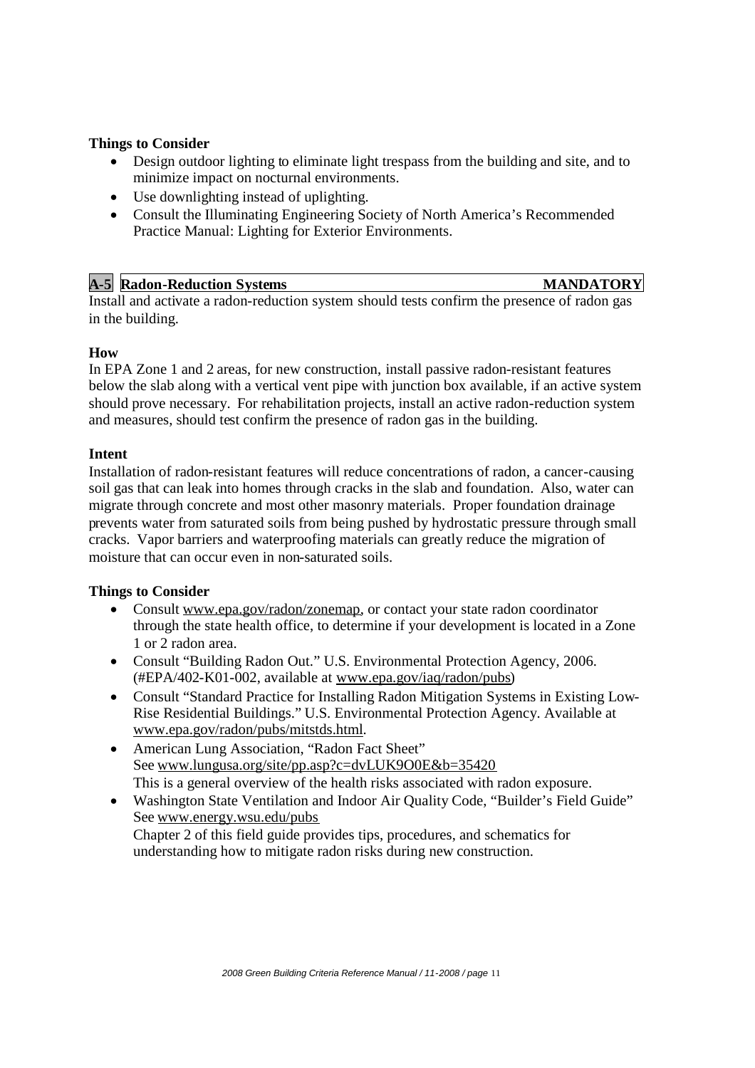**Things to Consider**

- Design outdoor lighting to eliminate light trespass from the building and site, and to minimize impact on nocturnal environments.
- Use downlighting instead of uplighting.
- Consult the Illuminating Engineering Society of North America's Recommended Practice Manual: Lighting for Exterior Environments.

## A-5 Radon-Reduction Systems MANDATORY

Install and activate a radon-reduction system should tests confirm the presence of radon gas in the building.

**How**

In EPA Zone 1 and 2 areas, for new construction, install passive radon-resistant features below the slab along with a vertical vent pipe with junction box available, if an active system should prove necessary. For rehabilitation projects, install an active radon-reduction system and measures, should test confirm the presence of radon gas in the building.

**Intent**

Installation of radon-resistant features will reduce concentrations of radon, a cancer-causing soil gas that can leak into homes through cracks in the slab and foundation. Also, water can migrate through concrete and most other masonry materials. Proper foundation drainage prevents water from saturated soils from being pushed by hydrostatic pressure through small cracks. Vapor barriers and waterproofing materials can greatly reduce the migration of moisture that can occur even in non-saturated soils.

**Things to Consider**

- Consult www.epa.gov/radon/zonemap, or contact your state radon coordinator through the state health office, to determine if your development is located in a Zone 1 or 2 radon area.
- Consult "Building Radon Out." U.S. Environmental Protection Agency, 2006. (#EPA/402-K01-002, available at www.epa.gov/iaq/radon/pubs)
- Consult "Standard Practice for Installing Radon Mitigation Systems in Existing Low-Rise Residential Buildings." U.S. Environmental Protection Agency. Available at www.epa.gov/radon/pubs/mitstds.html.
- American Lung Association, "Radon Fact Sheet"
  See www.lungusa.org/site/pp.asp?c=dvLUK9O0E&b=35420
  This is a general overview of the health risks associated with radon exposure.
- Washington State Ventilation and Indoor Air Quality Code, "Builder's Field Guide"
  See www.energy.wsu.edu/pubs
  Chapter 2 of this field guide provides tips, procedures, and schematics for understanding how to mitigate radon risks during new construction.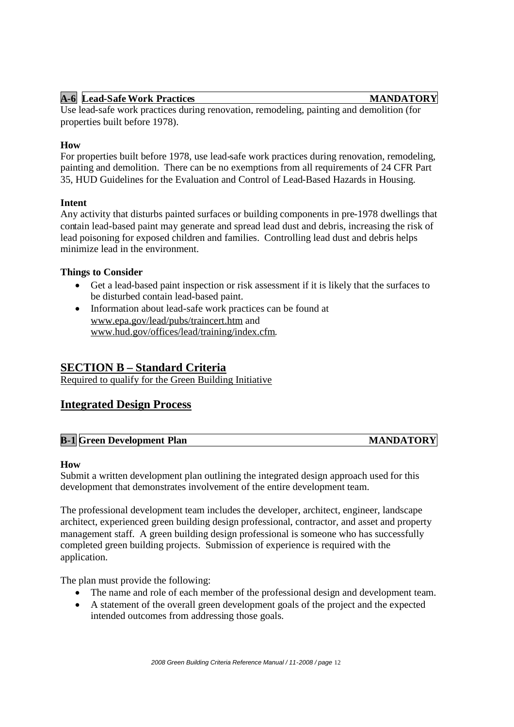### A-6 Lead-Safe Work Practices — MANDATORY

Use lead-safe work practices during renovation, remodeling, painting and demolition (for properties built before 1978).

**How**

For properties built before 1978, use lead-safe work practices during renovation, remodeling, painting and demolition. There can be no exemptions from all requirements of 24 CFR Part 35, HUD Guidelines for the Evaluation and Control of Lead-Based Hazards in Housing.

**Intent**

Any activity that disturbs painted surfaces or building components in pre-1978 dwellings that contain lead-based paint may generate and spread lead dust and debris, increasing the risk of lead poisoning for exposed children and families. Controlling lead dust and debris helps minimize lead in the environment.

**Things to Consider**

- Get a lead-based paint inspection or risk assessment if it is likely that the surfaces to be disturbed contain lead-based paint.
- Information about lead-safe work practices can be found at www.epa.gov/lead/pubs/traincert.htm and www.hud.gov/offices/lead/training/index.cfm.

## SECTION B – Standard Criteria

Required to qualify for the Green Building Initiative

## Integrated Design Process

### B-1 Green Development Plan — MANDATORY

**How**

Submit a written development plan outlining the integrated design approach used for this development that demonstrates involvement of the entire development team.

The professional development team includes the developer, architect, engineer, landscape architect, experienced green building design professional, contractor, and asset and property management staff. A green building design professional is someone who has successfully completed green building projects. Submission of experience is required with the application.

The plan must provide the following:

- The name and role of each member of the professional design and development team.
- A statement of the overall green development goals of the project and the expected intended outcomes from addressing those goals.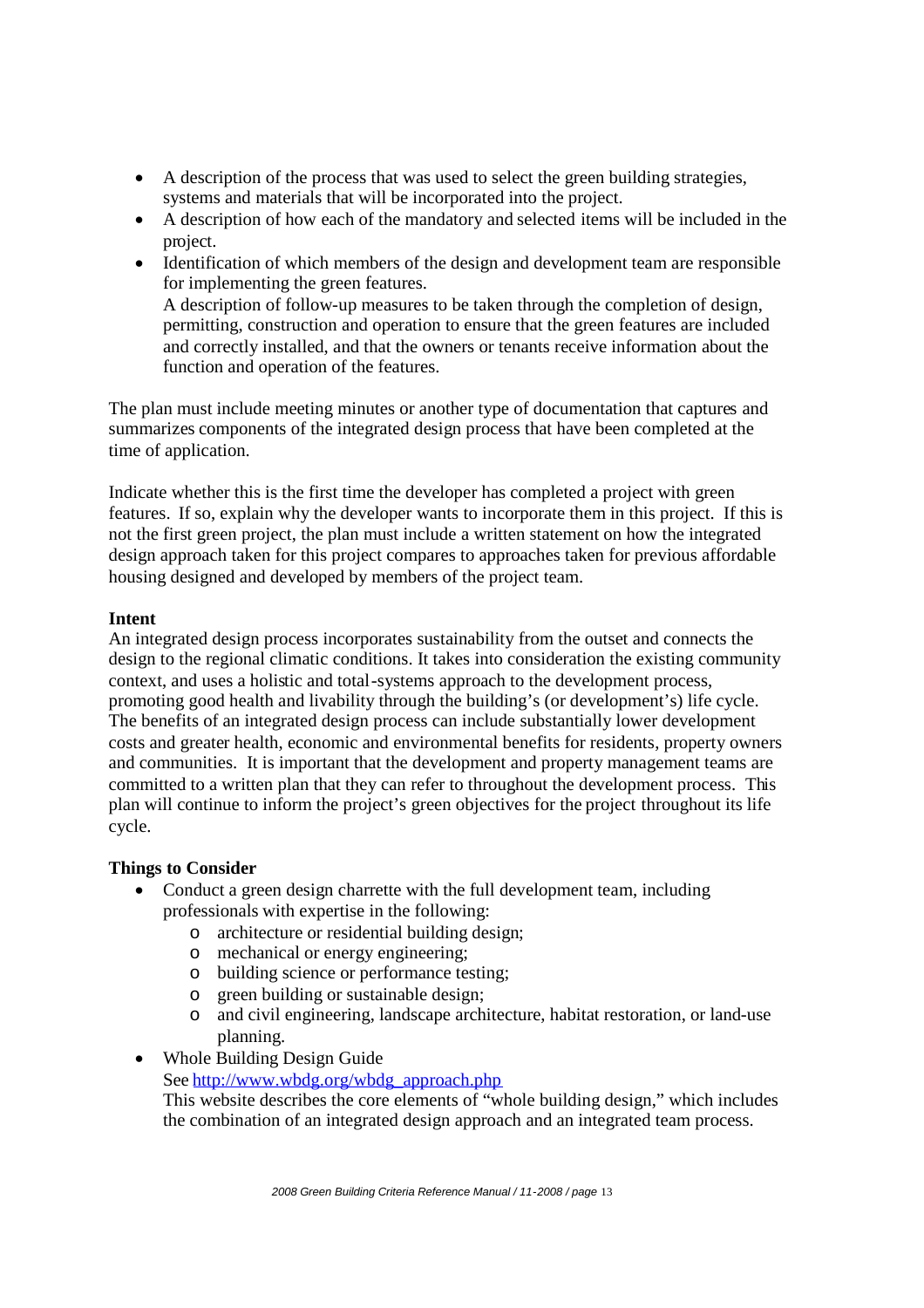- A description of the process that was used to select the green building strategies, systems and materials that will be incorporated into the project.
- A description of how each of the mandatory and selected items will be included in the project.
- Identification of which members of the design and development team are responsible for implementing the green features.
  A description of follow-up measures to be taken through the completion of design, permitting, construction and operation to ensure that the green features are included and correctly installed, and that the owners or tenants receive information about the function and operation of the features.

The plan must include meeting minutes or another type of documentation that captures and summarizes components of the integrated design process that have been completed at the time of application.

Indicate whether this is the first time the developer has completed a project with green features. If so, explain why the developer wants to incorporate them in this project. If this is not the first green project, the plan must include a written statement on how the integrated design approach taken for this project compares to approaches taken for previous affordable housing designed and developed by members of the project team.

**Intent**
An integrated design process incorporates sustainability from the outset and connects the design to the regional climatic conditions. It takes into consideration the existing community context, and uses a holistic and total-systems approach to the development process, promoting good health and livability through the building's (or development's) life cycle. The benefits of an integrated design process can include substantially lower development costs and greater health, economic and environmental benefits for residents, property owners and communities. It is important that the development and property management teams are committed to a written plan that they can refer to throughout the development process. This plan will continue to inform the project's green objectives for the project throughout its life cycle.

**Things to Consider**

- Conduct a green design charrette with the full development team, including professionals with expertise in the following:
  - architecture or residential building design;
  - mechanical or energy engineering;
  - building science or performance testing;
  - green building or sustainable design;
  - and civil engineering, landscape architecture, habitat restoration, or land-use planning.
- Whole Building Design Guide
  See http://www.wbdg.org/wbdg_approach.php
  This website describes the core elements of "whole building design," which includes the combination of an integrated design approach and an integrated team process.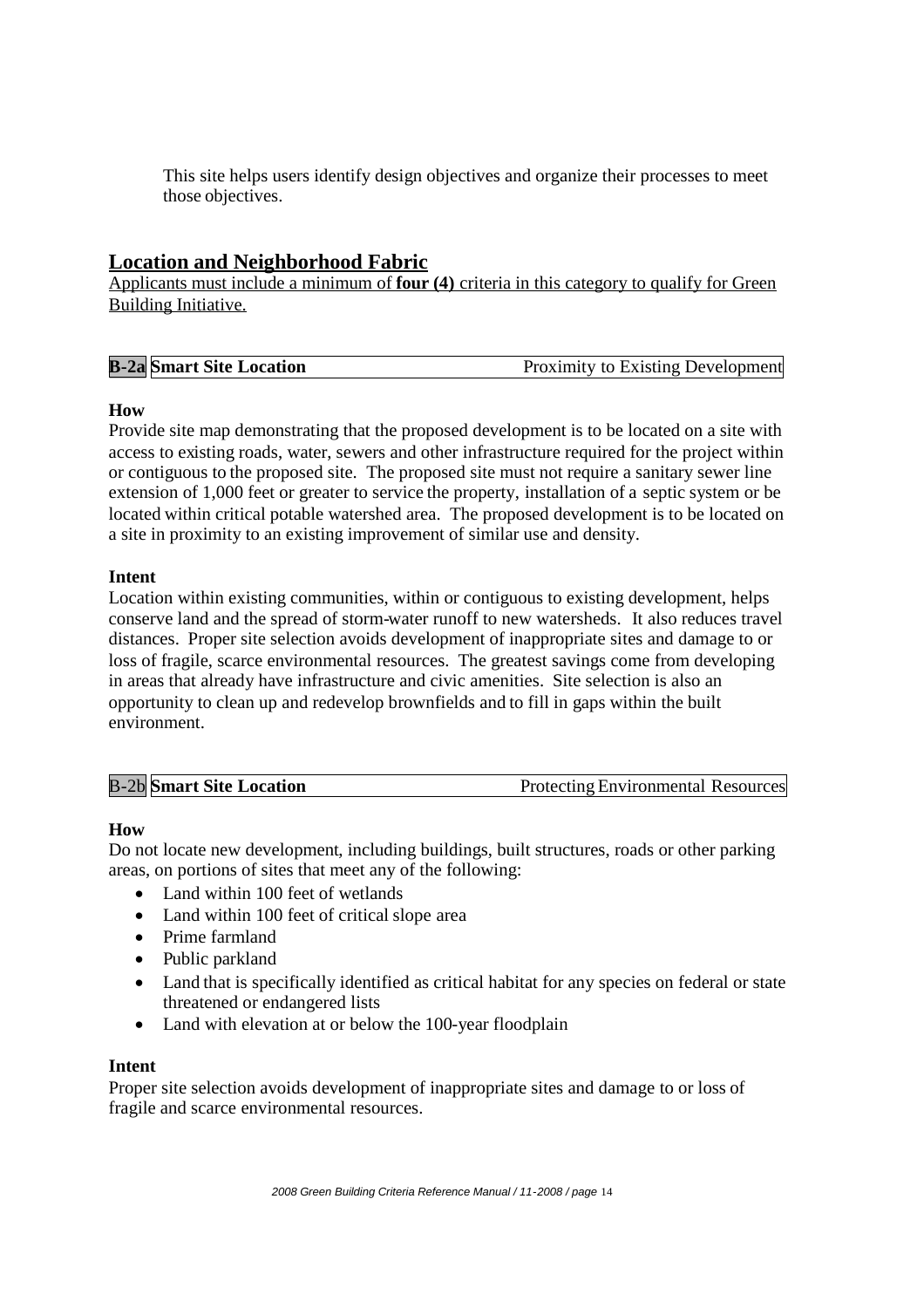This site helps users identify design objectives and organize their processes to meet those objectives.

## Location and Neighborhood Fabric

Applicants must include a minimum of **four (4)** criteria in this category to qualify for Green Building Initiative.

| **B-2a** | **Smart Site Location** | Proximity to Existing Development |
|---|---|---|

**How**

Provide site map demonstrating that the proposed development is to be located on a site with access to existing roads, water, sewers and other infrastructure required for the project within or contiguous to the proposed site. The proposed site must not require a sanitary sewer line extension of 1,000 feet or greater to service the property, installation of a septic system or be located within critical potable watershed area. The proposed development is to be located on a site in proximity to an existing improvement of similar use and density.

**Intent**

Location within existing communities, within or contiguous to existing development, helps conserve land and the spread of storm-water runoff to new watersheds. It also reduces travel distances. Proper site selection avoids development of inappropriate sites and damage to or loss of fragile, scarce environmental resources. The greatest savings come from developing in areas that already have infrastructure and civic amenities. Site selection is also an opportunity to clean up and redevelop brownfields and to fill in gaps within the built environment.

| B-2b | **Smart Site Location** | Protecting Environmental Resources |
|---|---|---|

**How**

Do not locate new development, including buildings, built structures, roads or other parking areas, on portions of sites that meet any of the following:

- Land within 100 feet of wetlands
- Land within 100 feet of critical slope area
- Prime farmland
- Public parkland
- Land that is specifically identified as critical habitat for any species on federal or state threatened or endangered lists
- Land with elevation at or below the 100-year floodplain

**Intent**

Proper site selection avoids development of inappropriate sites and damage to or loss of fragile and scarce environmental resources.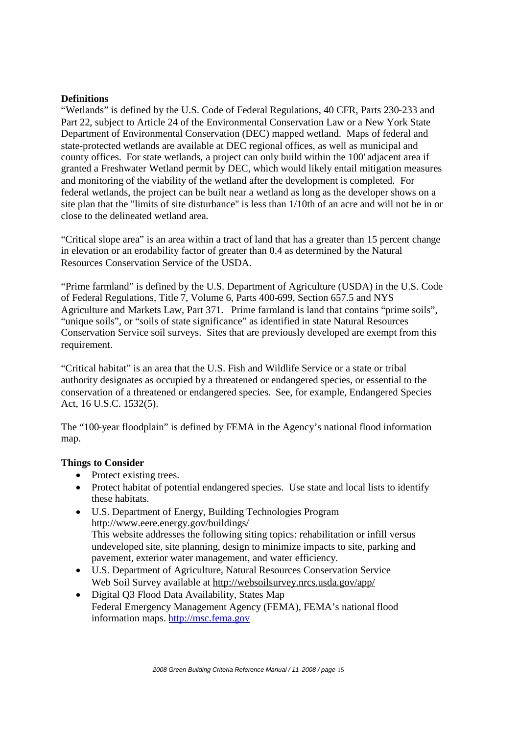**Definitions**

"Wetlands" is defined by the U.S. Code of Federal Regulations, 40 CFR, Parts 230-233 and Part 22, subject to Article 24 of the Environmental Conservation Law or a New York State Department of Environmental Conservation (DEC) mapped wetland. Maps of federal and state-protected wetlands are available at DEC regional offices, as well as municipal and county offices. For state wetlands, a project can only build within the 100' adjacent area if granted a Freshwater Wetland permit by DEC, which would likely entail mitigation measures and monitoring of the viability of the wetland after the development is completed. For federal wetlands, the project can be built near a wetland as long as the developer shows on a site plan that the "limits of site disturbance" is less than 1/10th of an acre and will not be in or close to the delineated wetland area.

"Critical slope area" is an area within a tract of land that has a greater than 15 percent change in elevation or an erodability factor of greater than 0.4 as determined by the Natural Resources Conservation Service of the USDA.

"Prime farmland" is defined by the U.S. Department of Agriculture (USDA) in the U.S. Code of Federal Regulations, Title 7, Volume 6, Parts 400-699, Section 657.5 and NYS Agriculture and Markets Law, Part 371. Prime farmland is land that contains "prime soils", "unique soils", or "soils of state significance" as identified in state Natural Resources Conservation Service soil surveys. Sites that are previously developed are exempt from this requirement.

"Critical habitat" is an area that the U.S. Fish and Wildlife Service or a state or tribal authority designates as occupied by a threatened or endangered species, or essential to the conservation of a threatened or endangered species. See, for example, Endangered Species Act, 16 U.S.C. 1532(5).

The "100-year floodplain" is defined by FEMA in the Agency's national flood information map.

**Things to Consider**

- Protect existing trees.
- Protect habitat of potential endangered species. Use state and local lists to identify these habitats.
- U.S. Department of Energy, Building Technologies Program
  http://www.eere.energy.gov/buildings/
  This website addresses the following siting topics: rehabilitation or infill versus undeveloped site, site planning, design to minimize impacts to site, parking and pavement, exterior water management, and water efficiency.
- U.S. Department of Agriculture, Natural Resources Conservation Service
  Web Soil Survey available at http://websoilsurvey.nrcs.usda.gov/app/
- Digital Q3 Flood Data Availability, States Map
  Federal Emergency Management Agency (FEMA), FEMA's national flood information maps. http://msc.fema.gov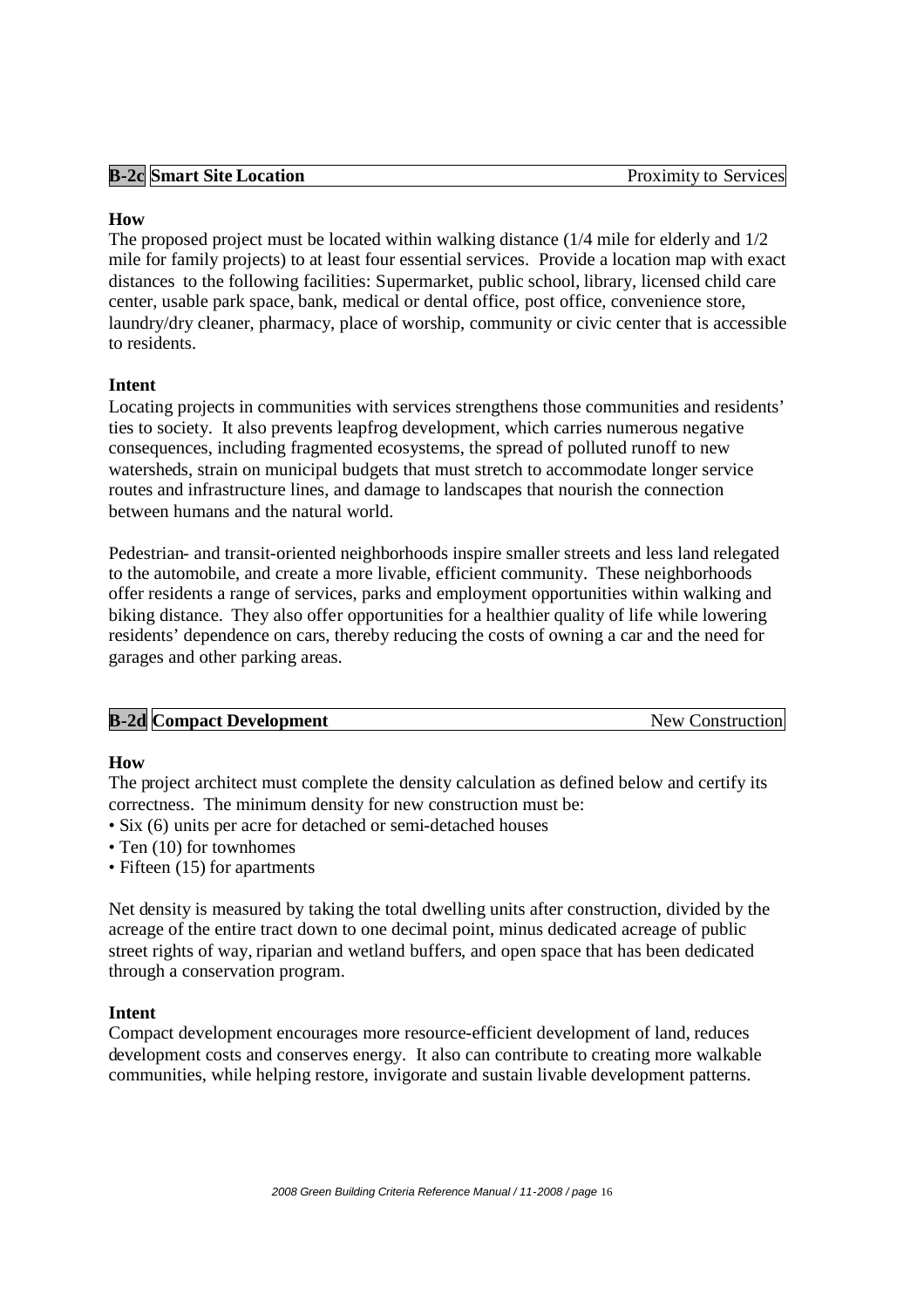## B-2c Smart Site Location — Proximity to Services

### How

The proposed project must be located within walking distance (1/4 mile for elderly and 1/2 mile for family projects) to at least four essential services. Provide a location map with exact distances to the following facilities: Supermarket, public school, library, licensed child care center, usable park space, bank, medical or dental office, post office, convenience store, laundry/dry cleaner, pharmacy, place of worship, community or civic center that is accessible to residents.

### Intent

Locating projects in communities with services strengthens those communities and residents' ties to society. It also prevents leapfrog development, which carries numerous negative consequences, including fragmented ecosystems, the spread of polluted runoff to new watersheds, strain on municipal budgets that must stretch to accommodate longer service routes and infrastructure lines, and damage to landscapes that nourish the connection between humans and the natural world.

Pedestrian- and transit-oriented neighborhoods inspire smaller streets and less land relegated to the automobile, and create a more livable, efficient community. These neighborhoods offer residents a range of services, parks and employment opportunities within walking and biking distance. They also offer opportunities for a healthier quality of life while lowering residents' dependence on cars, thereby reducing the costs of owning a car and the need for garages and other parking areas.

## B-2d Compact Development — New Construction

### How

The project architect must complete the density calculation as defined below and certify its correctness. The minimum density for new construction must be:

- Six (6) units per acre for detached or semi-detached houses
- Ten (10) for townhomes
- Fifteen (15) for apartments

Net density is measured by taking the total dwelling units after construction, divided by the acreage of the entire tract down to one decimal point, minus dedicated acreage of public street rights of way, riparian and wetland buffers, and open space that has been dedicated through a conservation program.

### Intent

Compact development encourages more resource-efficient development of land, reduces development costs and conserves energy. It also can contribute to creating more walkable communities, while helping restore, invigorate and sustain livable development patterns.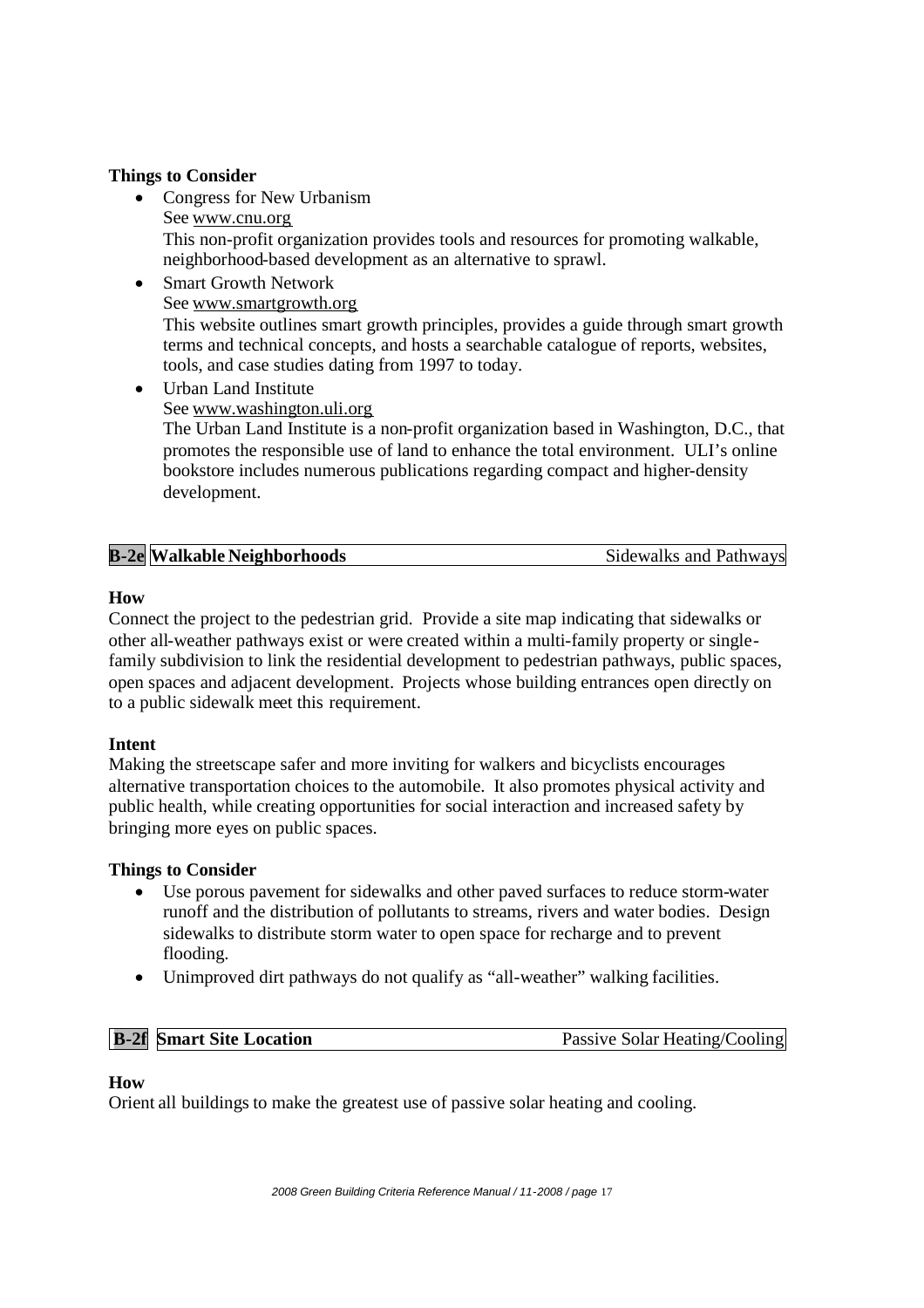**Things to Consider**

- Congress for New Urbanism
  See www.cnu.org
  This non-profit organization provides tools and resources for promoting walkable, neighborhood-based development as an alternative to sprawl.
- Smart Growth Network
  See www.smartgrowth.org
  This website outlines smart growth principles, provides a guide through smart growth terms and technical concepts, and hosts a searchable catalogue of reports, websites, tools, and case studies dating from 1997 to today.
- Urban Land Institute
  See www.washington.uli.org
  The Urban Land Institute is a non-profit organization based in Washington, D.C., that promotes the responsible use of land to enhance the total environment. ULI's online bookstore includes numerous publications regarding compact and higher-density development.

## B-2e Walkable Neighborhoods — Sidewalks and Pathways

**How**

Connect the project to the pedestrian grid. Provide a site map indicating that sidewalks or other all-weather pathways exist or were created within a multi-family property or single-family subdivision to link the residential development to pedestrian pathways, public spaces, open spaces and adjacent development. Projects whose building entrances open directly on to a public sidewalk meet this requirement.

**Intent**

Making the streetscape safer and more inviting for walkers and bicyclists encourages alternative transportation choices to the automobile. It also promotes physical activity and public health, while creating opportunities for social interaction and increased safety by bringing more eyes on public spaces.

**Things to Consider**

- Use porous pavement for sidewalks and other paved surfaces to reduce storm-water runoff and the distribution of pollutants to streams, rivers and water bodies. Design sidewalks to distribute storm water to open space for recharge and to prevent flooding.
- Unimproved dirt pathways do not qualify as "all-weather" walking facilities.

## B-2f Smart Site Location — Passive Solar Heating/Cooling

**How**

Orient all buildings to make the greatest use of passive solar heating and cooling.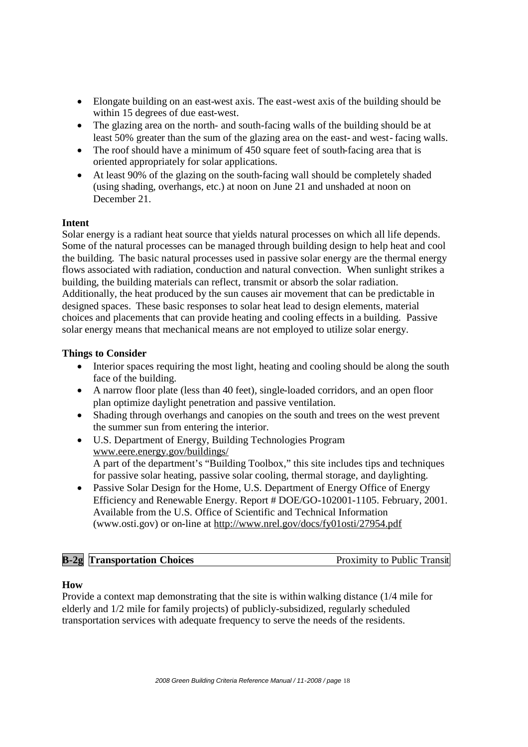- Elongate building on an east-west axis. The east-west axis of the building should be within 15 degrees of due east-west.
- The glazing area on the north- and south-facing walls of the building should be at least 50% greater than the sum of the glazing area on the east- and west- facing walls.
- The roof should have a minimum of 450 square feet of south-facing area that is oriented appropriately for solar applications.
- At least 90% of the glazing on the south-facing wall should be completely shaded (using shading, overhangs, etc.) at noon on June 21 and unshaded at noon on December 21.

**Intent**

Solar energy is a radiant heat source that yields natural processes on which all life depends. Some of the natural processes can be managed through building design to help heat and cool the building. The basic natural processes used in passive solar energy are the thermal energy flows associated with radiation, conduction and natural convection. When sunlight strikes a building, the building materials can reflect, transmit or absorb the solar radiation. Additionally, the heat produced by the sun causes air movement that can be predictable in designed spaces. These basic responses to solar heat lead to design elements, material choices and placements that can provide heating and cooling effects in a building. Passive solar energy means that mechanical means are not employed to utilize solar energy.

**Things to Consider**

- Interior spaces requiring the most light, heating and cooling should be along the south face of the building.
- A narrow floor plate (less than 40 feet), single-loaded corridors, and an open floor plan optimize daylight penetration and passive ventilation.
- Shading through overhangs and canopies on the south and trees on the west prevent the summer sun from entering the interior.
- U.S. Department of Energy, Building Technologies Program www.eere.energy.gov/buildings/
  A part of the department's "Building Toolbox," this site includes tips and techniques for passive solar heating, passive solar cooling, thermal storage, and daylighting.
- Passive Solar Design for the Home, U.S. Department of Energy Office of Energy Efficiency and Renewable Energy. Report # DOE/GO-102001-1105. February, 2001. Available from the U.S. Office of Scientific and Technical Information (www.osti.gov) or on-line at http://www.nrel.gov/docs/fy01osti/27954.pdf

## B-2g Transportation Choices — Proximity to Public Transit

**How**

Provide a context map demonstrating that the site is within walking distance (1/4 mile for elderly and 1/2 mile for family projects) of publicly-subsidized, regularly scheduled transportation services with adequate frequency to serve the needs of the residents.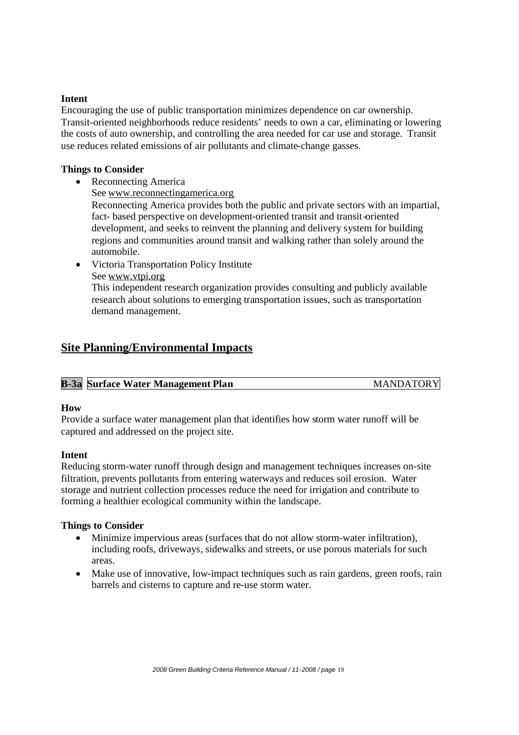**Intent**

Encouraging the use of public transportation minimizes dependence on car ownership. Transit-oriented neighborhoods reduce residents' needs to own a car, eliminating or lowering the costs of auto ownership, and controlling the area needed for car use and storage. Transit use reduces related emissions of air pollutants and climate-change gasses.

**Things to Consider**

- Reconnecting America
  See www.reconnectingamerica.org
  Reconnecting America provides both the public and private sectors with an impartial, fact- based perspective on development-oriented transit and transit-oriented development, and seeks to reinvent the planning and delivery system for building regions and communities around transit and walking rather than solely around the automobile.
- Victoria Transportation Policy Institute
  See www.vtpi.org
  This independent research organization provides consulting and publicly available research about solutions to emerging transportation issues, such as transportation demand management.

## Site Planning/Environmental Impacts

| **B-3a** | **Surface Water Management Plan** | MANDATORY |
|---|---|---|

**How**

Provide a surface water management plan that identifies how storm water runoff will be captured and addressed on the project site.

**Intent**

Reducing storm-water runoff through design and management techniques increases on-site filtration, prevents pollutants from entering waterways and reduces soil erosion. Water storage and nutrient collection processes reduce the need for irrigation and contribute to forming a healthier ecological community within the landscape.

**Things to Consider**

- Minimize impervious areas (surfaces that do not allow storm-water infiltration), including roofs, driveways, sidewalks and streets, or use porous materials for such areas.
- Make use of innovative, low-impact techniques such as rain gardens, green roofs, rain barrels and cisterns to capture and re-use storm water.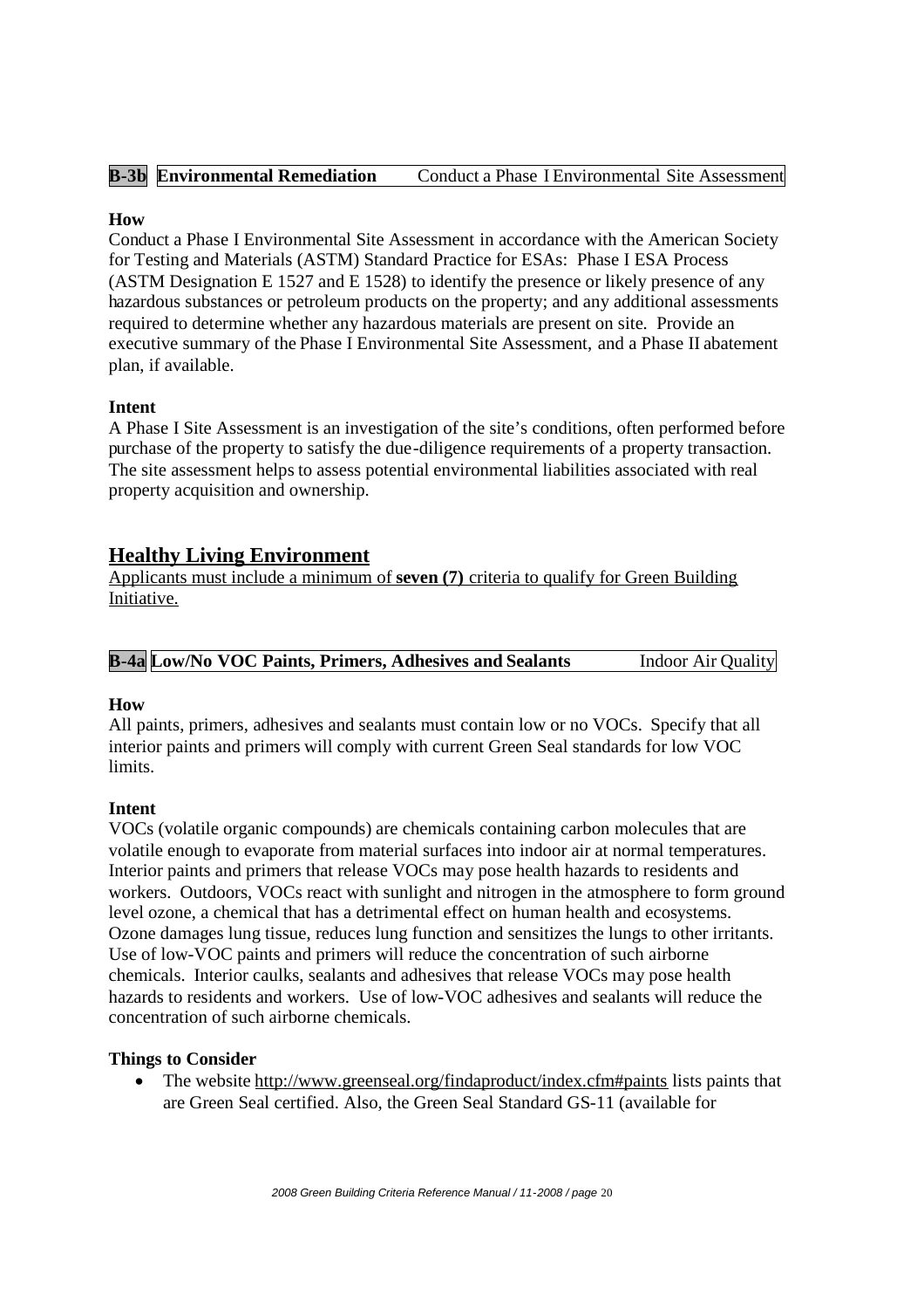**B-3b Environmental Remediation** Conduct a Phase I Environmental Site Assessment

**How**

Conduct a Phase I Environmental Site Assessment in accordance with the American Society for Testing and Materials (ASTM) Standard Practice for ESAs: Phase I ESA Process (ASTM Designation E 1527 and E 1528) to identify the presence or likely presence of any hazardous substances or petroleum products on the property; and any additional assessments required to determine whether any hazardous materials are present on site. Provide an executive summary of the Phase I Environmental Site Assessment, and a Phase II abatement plan, if available.

**Intent**

A Phase I Site Assessment is an investigation of the site's conditions, often performed before purchase of the property to satisfy the due-diligence requirements of a property transaction. The site assessment helps to assess potential environmental liabilities associated with real property acquisition and ownership.

## Healthy Living Environment

Applicants must include a minimum of **seven (7)** criteria to qualify for Green Building Initiative.

**B-4a Low/No VOC Paints, Primers, Adhesives and Sealants** Indoor Air Quality

**How**

All paints, primers, adhesives and sealants must contain low or no VOCs. Specify that all interior paints and primers will comply with current Green Seal standards for low VOC limits.

**Intent**

VOCs (volatile organic compounds) are chemicals containing carbon molecules that are volatile enough to evaporate from material surfaces into indoor air at normal temperatures. Interior paints and primers that release VOCs may pose health hazards to residents and workers. Outdoors, VOCs react with sunlight and nitrogen in the atmosphere to form ground level ozone, a chemical that has a detrimental effect on human health and ecosystems. Ozone damages lung tissue, reduces lung function and sensitizes the lungs to other irritants. Use of low-VOC paints and primers will reduce the concentration of such airborne chemicals. Interior caulks, sealants and adhesives that release VOCs may pose health hazards to residents and workers. Use of low-VOC adhesives and sealants will reduce the concentration of such airborne chemicals.

**Things to Consider**

- The website http://www.greenseal.org/findaproduct/index.cfm#paints lists paints that are Green Seal certified. Also, the Green Seal Standard GS-11 (available for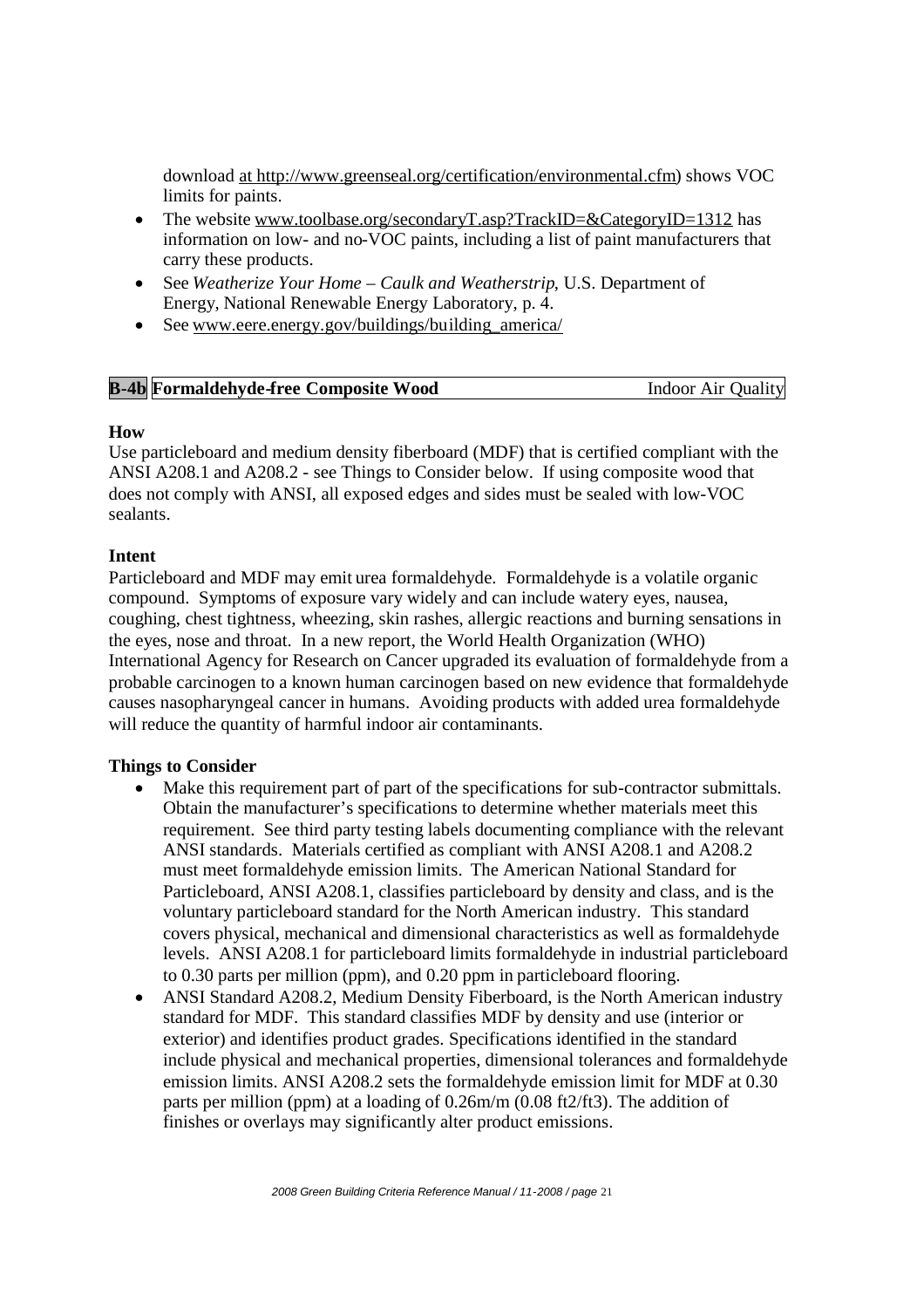download at http://www.greenseal.org/certification/environmental.cfm) shows VOC limits for paints.

- The website www.toolbase.org/secondaryT.asp?TrackID=&CategoryID=1312 has information on low- and no-VOC paints, including a list of paint manufacturers that carry these products.
- See *Weatherize Your Home – Caulk and Weatherstrip*, U.S. Department of Energy, National Renewable Energy Laboratory, p. 4.
- See www.eere.energy.gov/buildings/building_america/

| **B-4b** | **Formaldehyde-free Composite Wood** | Indoor Air Quality |
|---|---|---|

**How**

Use particleboard and medium density fiberboard (MDF) that is certified compliant with the ANSI A208.1 and A208.2 - see Things to Consider below. If using composite wood that does not comply with ANSI, all exposed edges and sides must be sealed with low-VOC sealants.

**Intent**

Particleboard and MDF may emit urea formaldehyde. Formaldehyde is a volatile organic compound. Symptoms of exposure vary widely and can include watery eyes, nausea, coughing, chest tightness, wheezing, skin rashes, allergic reactions and burning sensations in the eyes, nose and throat. In a new report, the World Health Organization (WHO) International Agency for Research on Cancer upgraded its evaluation of formaldehyde from a probable carcinogen to a known human carcinogen based on new evidence that formaldehyde causes nasopharyngeal cancer in humans. Avoiding products with added urea formaldehyde will reduce the quantity of harmful indoor air contaminants.

**Things to Consider**

- Make this requirement part of part of the specifications for sub-contractor submittals. Obtain the manufacturer's specifications to determine whether materials meet this requirement. See third party testing labels documenting compliance with the relevant ANSI standards. Materials certified as compliant with ANSI A208.1 and A208.2 must meet formaldehyde emission limits. The American National Standard for Particleboard, ANSI A208.1, classifies particleboard by density and class, and is the voluntary particleboard standard for the North American industry. This standard covers physical, mechanical and dimensional characteristics as well as formaldehyde levels. ANSI A208.1 for particleboard limits formaldehyde in industrial particleboard to 0.30 parts per million (ppm), and 0.20 ppm in particleboard flooring.
- ANSI Standard A208.2, Medium Density Fiberboard, is the North American industry standard for MDF. This standard classifies MDF by density and use (interior or exterior) and identifies product grades. Specifications identified in the standard include physical and mechanical properties, dimensional tolerances and formaldehyde emission limits. ANSI A208.2 sets the formaldehyde emission limit for MDF at 0.30 parts per million (ppm) at a loading of 0.26m/m (0.08 ft2/ft3). The addition of finishes or overlays may significantly alter product emissions.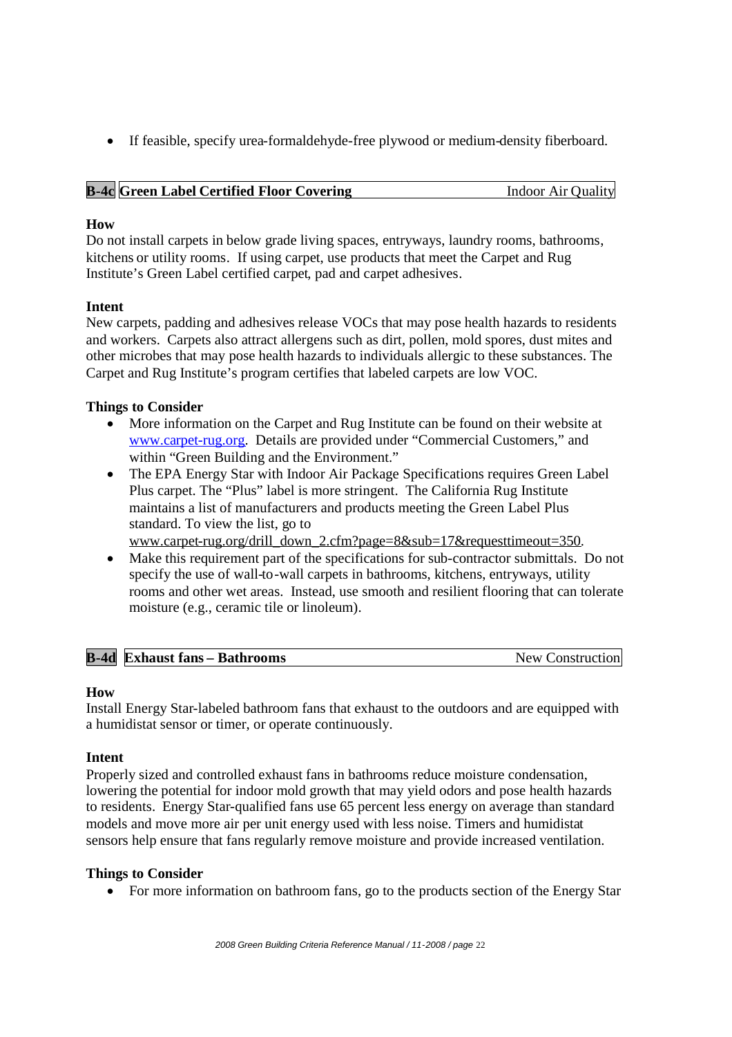- If feasible, specify urea-formaldehyde-free plywood or medium-density fiberboard.

## B-4c Green Label Certified Floor Covering — Indoor Air Quality

**How**

Do not install carpets in below grade living spaces, entryways, laundry rooms, bathrooms, kitchens or utility rooms. If using carpet, use products that meet the Carpet and Rug Institute's Green Label certified carpet, pad and carpet adhesives.

**Intent**

New carpets, padding and adhesives release VOCs that may pose health hazards to residents and workers. Carpets also attract allergens such as dirt, pollen, mold spores, dust mites and other microbes that may pose health hazards to individuals allergic to these substances. The Carpet and Rug Institute's program certifies that labeled carpets are low VOC.

**Things to Consider**

- More information on the Carpet and Rug Institute can be found on their website at www.carpet-rug.org. Details are provided under "Commercial Customers," and within "Green Building and the Environment."
- The EPA Energy Star with Indoor Air Package Specifications requires Green Label Plus carpet. The "Plus" label is more stringent. The California Rug Institute maintains a list of manufacturers and products meeting the Green Label Plus standard. To view the list, go to www.carpet-rug.org/drill_down_2.cfm?page=8&sub=17&requesttimeout=350.
- Make this requirement part of the specifications for sub-contractor submittals. Do not specify the use of wall-to-wall carpets in bathrooms, kitchens, entryways, utility rooms and other wet areas. Instead, use smooth and resilient flooring that can tolerate moisture (e.g., ceramic tile or linoleum).

## B-4d Exhaust fans – Bathrooms — New Construction

**How**

Install Energy Star-labeled bathroom fans that exhaust to the outdoors and are equipped with a humidistat sensor or timer, or operate continuously.

**Intent**

Properly sized and controlled exhaust fans in bathrooms reduce moisture condensation, lowering the potential for indoor mold growth that may yield odors and pose health hazards to residents. Energy Star-qualified fans use 65 percent less energy on average than standard models and move more air per unit energy used with less noise. Timers and humidistat sensors help ensure that fans regularly remove moisture and provide increased ventilation.

**Things to Consider**

- For more information on bathroom fans, go to the products section of the Energy Star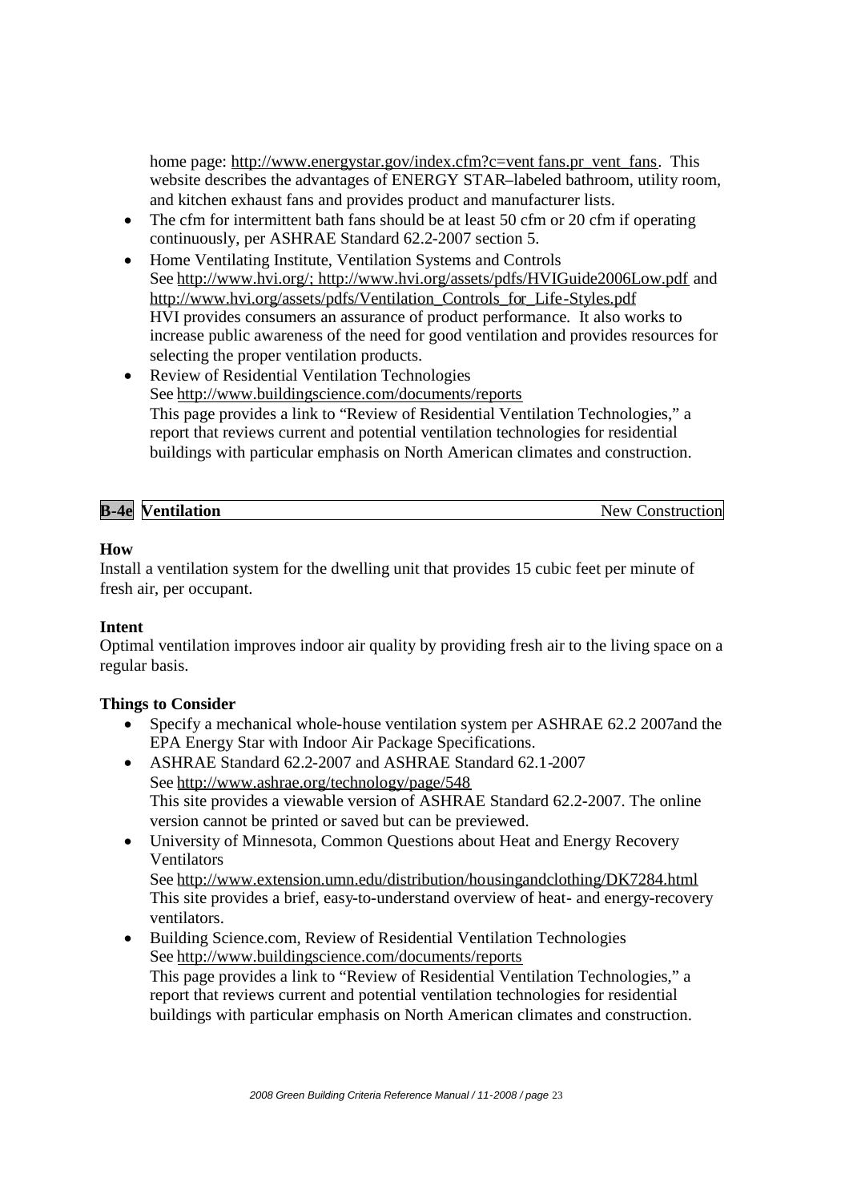home page: http://www.energystar.gov/index.cfm?c=vent fans.pr_vent_fans. This website describes the advantages of ENERGY STAR–labeled bathroom, utility room, and kitchen exhaust fans and provides product and manufacturer lists.

- The cfm for intermittent bath fans should be at least 50 cfm or 20 cfm if operating continuously, per ASHRAE Standard 62.2-2007 section 5.
- Home Ventilating Institute, Ventilation Systems and Controls
  See http://www.hvi.org/; http://www.hvi.org/assets/pdfs/HVIGuide2006Low.pdf and http://www.hvi.org/assets/pdfs/Ventilation_Controls_for_Life-Styles.pdf
  HVI provides consumers an assurance of product performance. It also works to increase public awareness of the need for good ventilation and provides resources for selecting the proper ventilation products.
- Review of Residential Ventilation Technologies
  See http://www.buildingscience.com/documents/reports
  This page provides a link to "Review of Residential Ventilation Technologies," a report that reviews current and potential ventilation technologies for residential buildings with particular emphasis on North American climates and construction.

## B-4e Ventilation — New Construction

**How**

Install a ventilation system for the dwelling unit that provides 15 cubic feet per minute of fresh air, per occupant.

**Intent**

Optimal ventilation improves indoor air quality by providing fresh air to the living space on a regular basis.

**Things to Consider**

- Specify a mechanical whole-house ventilation system per ASHRAE 62.2 2007and the EPA Energy Star with Indoor Air Package Specifications.
- ASHRAE Standard 62.2-2007 and ASHRAE Standard 62.1-2007
  See http://www.ashrae.org/technology/page/548
  This site provides a viewable version of ASHRAE Standard 62.2-2007. The online version cannot be printed or saved but can be previewed.
- University of Minnesota, Common Questions about Heat and Energy Recovery Ventilators
  See http://www.extension.umn.edu/distribution/housingandclothing/DK7284.html
  This site provides a brief, easy-to-understand overview of heat- and energy-recovery ventilators.
- Building Science.com, Review of Residential Ventilation Technologies
  See http://www.buildingscience.com/documents/reports
  This page provides a link to "Review of Residential Ventilation Technologies," a report that reviews current and potential ventilation technologies for residential buildings with particular emphasis on North American climates and construction.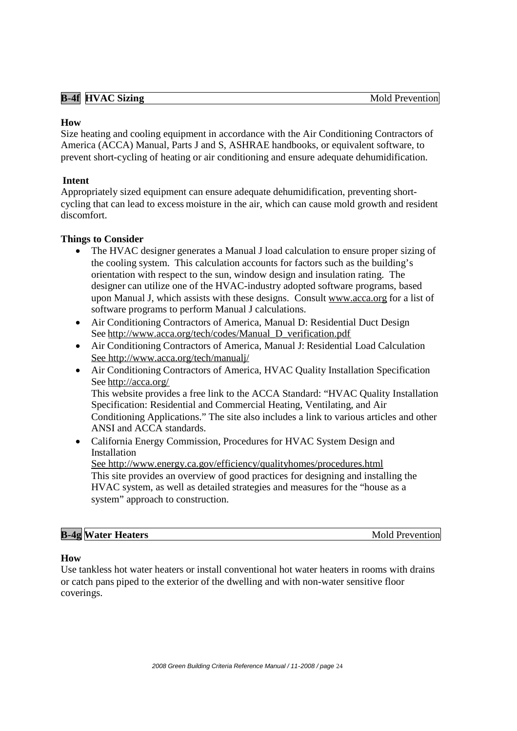## B-4f HVAC Sizing — Mold Prevention

**How**

Size heating and cooling equipment in accordance with the Air Conditioning Contractors of America (ACCA) Manual, Parts J and S, ASHRAE handbooks, or equivalent software, to prevent short-cycling of heating or air conditioning and ensure adequate dehumidification.

**Intent**

Appropriately sized equipment can ensure adequate dehumidification, preventing short-cycling that can lead to excess moisture in the air, which can cause mold growth and resident discomfort.

**Things to Consider**

- The HVAC designer generates a Manual J load calculation to ensure proper sizing of the cooling system. This calculation accounts for factors such as the building's orientation with respect to the sun, window design and insulation rating. The designer can utilize one of the HVAC-industry adopted software programs, based upon Manual J, which assists with these designs. Consult www.acca.org for a list of software programs to perform Manual J calculations.
- Air Conditioning Contractors of America, Manual D: Residential Duct Design
  See http://www.acca.org/tech/codes/Manual_D_verification.pdf
- Air Conditioning Contractors of America, Manual J: Residential Load Calculation
  See http://www.acca.org/tech/manualj/
- Air Conditioning Contractors of America, HVAC Quality Installation Specification
  See http://acca.org/
  This website provides a free link to the ACCA Standard: "HVAC Quality Installation Specification: Residential and Commercial Heating, Ventilating, and Air Conditioning Applications." The site also includes a link to various articles and other ANSI and ACCA standards.
- California Energy Commission, Procedures for HVAC System Design and Installation
  See http://www.energy.ca.gov/efficiency/qualityhomes/procedures.html
  This site provides an overview of good practices for designing and installing the HVAC system, as well as detailed strategies and measures for the "house as a system" approach to construction.

## B-4g Water Heaters — Mold Prevention

**How**

Use tankless hot water heaters or install conventional hot water heaters in rooms with drains or catch pans piped to the exterior of the dwelling and with non-water sensitive floor coverings.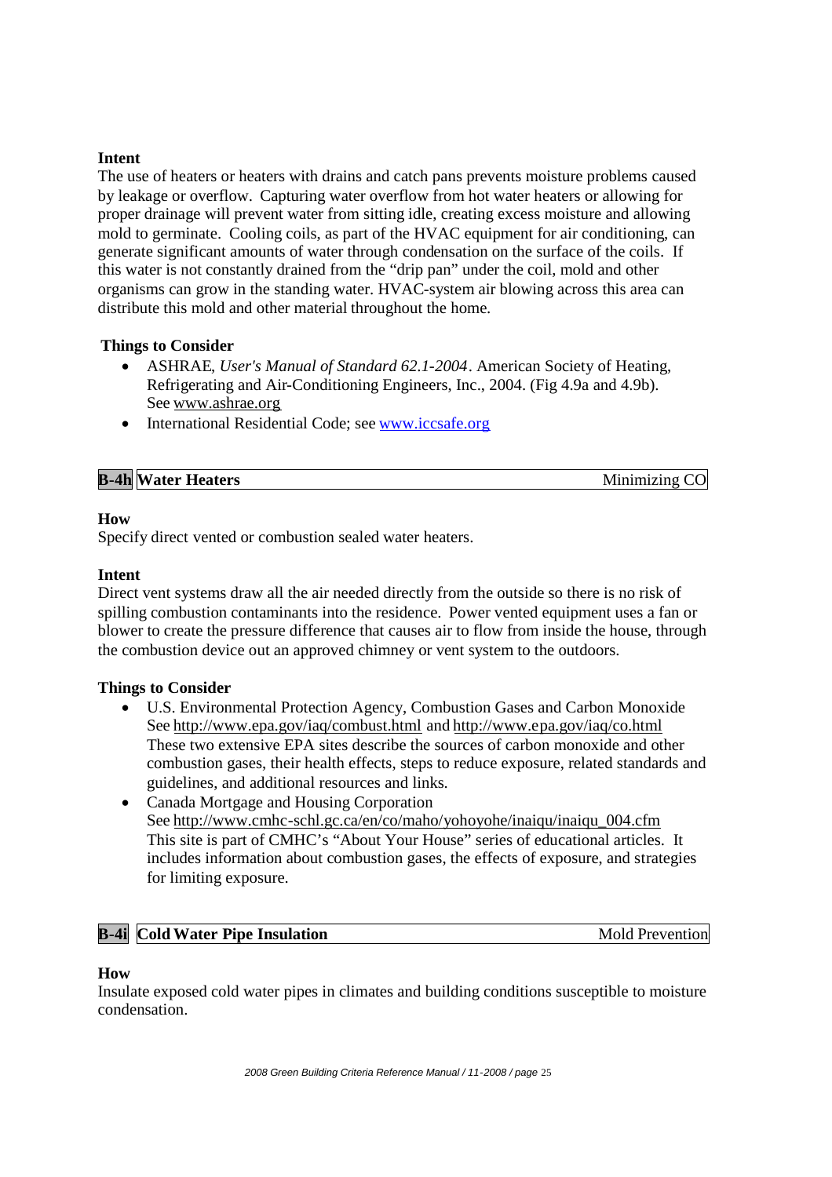**Intent**

The use of heaters or heaters with drains and catch pans prevents moisture problems caused by leakage or overflow. Capturing water overflow from hot water heaters or allowing for proper drainage will prevent water from sitting idle, creating excess moisture and allowing mold to germinate. Cooling coils, as part of the HVAC equipment for air conditioning, can generate significant amounts of water through condensation on the surface of the coils. If this water is not constantly drained from the "drip pan" under the coil, mold and other organisms can grow in the standing water. HVAC-system air blowing across this area can distribute this mold and other material throughout the home.

**Things to Consider**

- ASHRAE, *User's Manual of Standard 62.1-2004*. American Society of Heating, Refrigerating and Air-Conditioning Engineers, Inc., 2004. (Fig 4.9a and 4.9b). See www.ashrae.org
- International Residential Code; see www.iccsafe.org

## B-4h Water Heaters — Minimizing CO

**How**

Specify direct vented or combustion sealed water heaters.

**Intent**

Direct vent systems draw all the air needed directly from the outside so there is no risk of spilling combustion contaminants into the residence. Power vented equipment uses a fan or blower to create the pressure difference that causes air to flow from inside the house, through the combustion device out an approved chimney or vent system to the outdoors.

**Things to Consider**

- U.S. Environmental Protection Agency, Combustion Gases and Carbon Monoxide See http://www.epa.gov/iaq/combust.html and http://www.epa.gov/iaq/co.html These two extensive EPA sites describe the sources of carbon monoxide and other combustion gases, their health effects, steps to reduce exposure, related standards and guidelines, and additional resources and links.
- Canada Mortgage and Housing Corporation See http://www.cmhc-schl.gc.ca/en/co/maho/yohoyohe/inaiqu/inaiqu_004.cfm This site is part of CMHC's "About Your House" series of educational articles. It includes information about combustion gases, the effects of exposure, and strategies for limiting exposure.

## B-4i Cold Water Pipe Insulation — Mold Prevention

**How**

Insulate exposed cold water pipes in climates and building conditions susceptible to moisture condensation.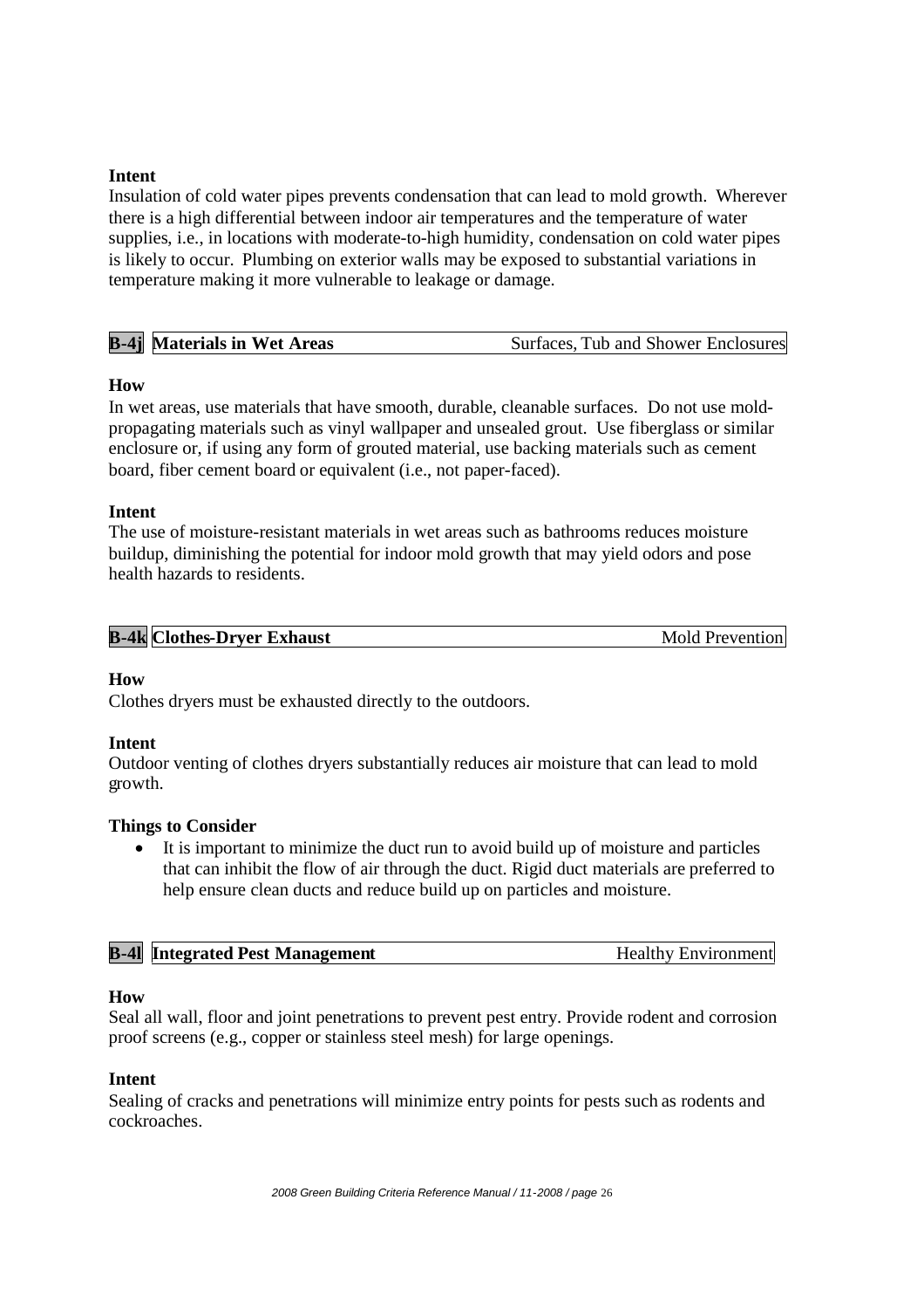**Intent**

Insulation of cold water pipes prevents condensation that can lead to mold growth. Wherever there is a high differential between indoor air temperatures and the temperature of water supplies, i.e., in locations with moderate-to-high humidity, condensation on cold water pipes is likely to occur. Plumbing on exterior walls may be exposed to substantial variations in temperature making it more vulnerable to leakage or damage.

| **B-4j** | **Materials in Wet Areas** | Surfaces, Tub and Shower Enclosures |
|---|---|---|

**How**

In wet areas, use materials that have smooth, durable, cleanable surfaces. Do not use mold-propagating materials such as vinyl wallpaper and unsealed grout. Use fiberglass or similar enclosure or, if using any form of grouted material, use backing materials such as cement board, fiber cement board or equivalent (i.e., not paper-faced).

**Intent**

The use of moisture-resistant materials in wet areas such as bathrooms reduces moisture buildup, diminishing the potential for indoor mold growth that may yield odors and pose health hazards to residents.

| **B-4k** | **Clothes-Dryer Exhaust** | Mold Prevention |
|---|---|---|

**How**

Clothes dryers must be exhausted directly to the outdoors.

**Intent**

Outdoor venting of clothes dryers substantially reduces air moisture that can lead to mold growth.

**Things to Consider**

- It is important to minimize the duct run to avoid build up of moisture and particles that can inhibit the flow of air through the duct. Rigid duct materials are preferred to help ensure clean ducts and reduce build up on particles and moisture.

| **B-4l** | **Integrated Pest Management** | Healthy Environment |
|---|---|---|

**How**

Seal all wall, floor and joint penetrations to prevent pest entry. Provide rodent and corrosion proof screens (e.g., copper or stainless steel mesh) for large openings.

**Intent**

Sealing of cracks and penetrations will minimize entry points for pests such as rodents and cockroaches.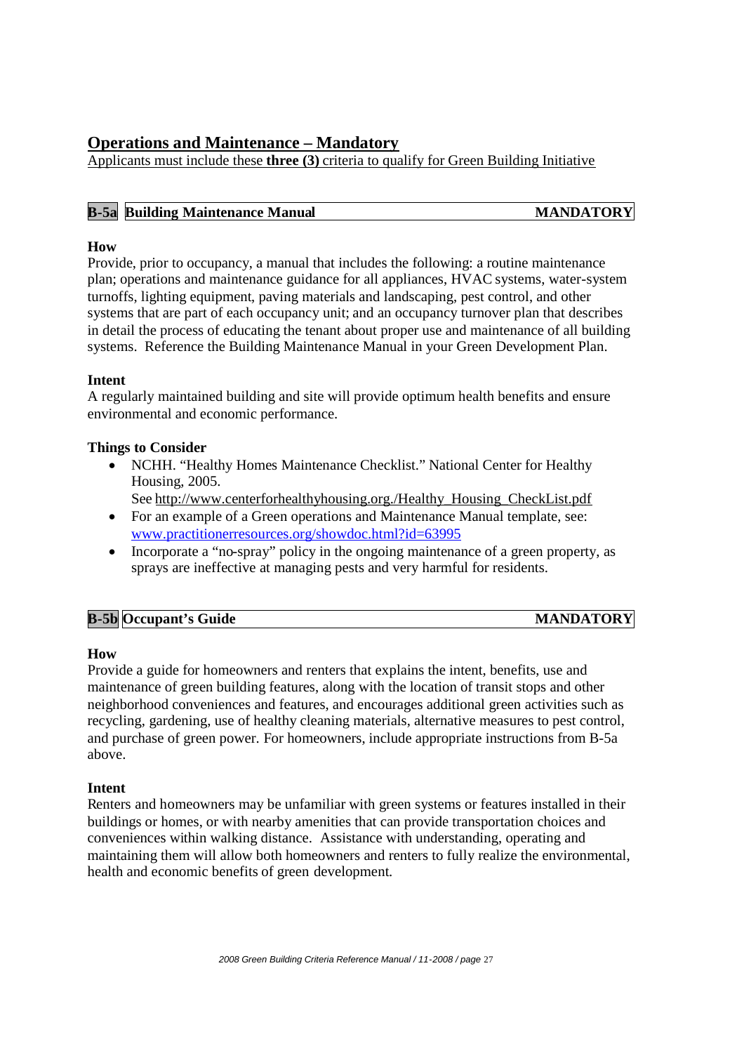## Operations and Maintenance – Mandatory

Applicants must include these **three (3)** criteria to qualify for Green Building Initiative

### B-5a Building Maintenance Manual — MANDATORY

**How**

Provide, prior to occupancy, a manual that includes the following: a routine maintenance plan; operations and maintenance guidance for all appliances, HVAC systems, water-system turnoffs, lighting equipment, paving materials and landscaping, pest control, and other systems that are part of each occupancy unit; and an occupancy turnover plan that describes in detail the process of educating the tenant about proper use and maintenance of all building systems. Reference the Building Maintenance Manual in your Green Development Plan.

**Intent**

A regularly maintained building and site will provide optimum health benefits and ensure environmental and economic performance.

**Things to Consider**

- NCHH. "Healthy Homes Maintenance Checklist." National Center for Healthy Housing, 2005.
  See http://www.centerforhealthyhousing.org./Healthy_Housing_CheckList.pdf
- For an example of a Green operations and Maintenance Manual template, see: www.practitionerresources.org/showdoc.html?id=63995
- Incorporate a "no-spray" policy in the ongoing maintenance of a green property, as sprays are ineffective at managing pests and very harmful for residents.

### B-5b Occupant's Guide — MANDATORY

**How**

Provide a guide for homeowners and renters that explains the intent, benefits, use and maintenance of green building features, along with the location of transit stops and other neighborhood conveniences and features, and encourages additional green activities such as recycling, gardening, use of healthy cleaning materials, alternative measures to pest control, and purchase of green power. For homeowners, include appropriate instructions from B-5a above.

**Intent**

Renters and homeowners may be unfamiliar with green systems or features installed in their buildings or homes, or with nearby amenities that can provide transportation choices and conveniences within walking distance. Assistance with understanding, operating and maintaining them will allow both homeowners and renters to fully realize the environmental, health and economic benefits of green development.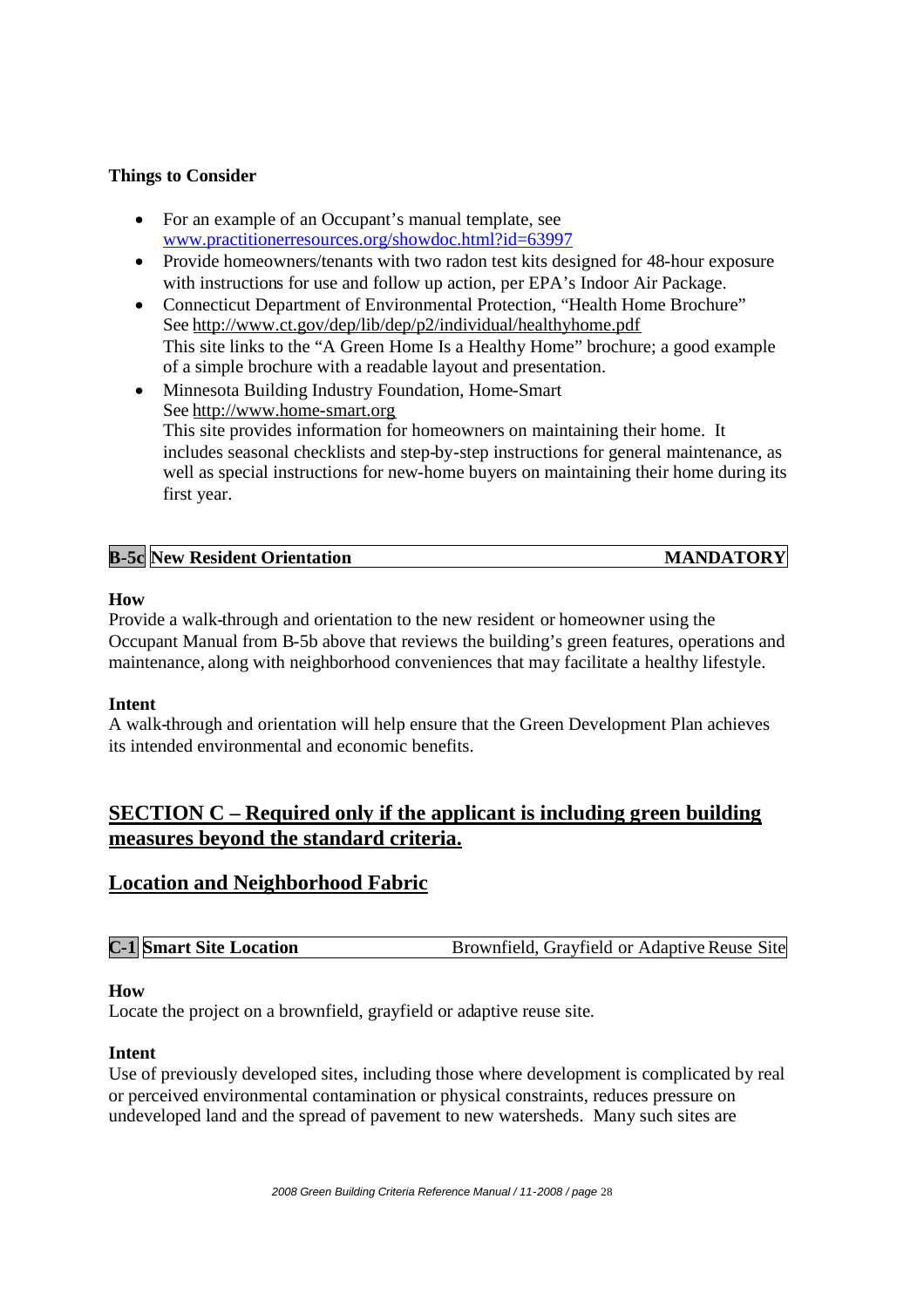**Things to Consider**

- For an example of an Occupant's manual template, see www.practitionerresources.org/showdoc.html?id=63997
- Provide homeowners/tenants with two radon test kits designed for 48-hour exposure with instructions for use and follow up action, per EPA's Indoor Air Package.
- Connecticut Department of Environmental Protection, "Health Home Brochure" See http://www.ct.gov/dep/lib/dep/p2/individual/healthyhome.pdf This site links to the "A Green Home Is a Healthy Home" brochure; a good example of a simple brochure with a readable layout and presentation.
- Minnesota Building Industry Foundation, Home-Smart See http://www.home-smart.org This site provides information for homeowners on maintaining their home. It includes seasonal checklists and step-by-step instructions for general maintenance, as well as special instructions for new-home buyers on maintaining their home during its first year.

| B-5c | New Resident Orientation | MANDATORY |
|---|---|---|

**How**
Provide a walk-through and orientation to the new resident or homeowner using the Occupant Manual from B-5b above that reviews the building's green features, operations and maintenance, along with neighborhood conveniences that may facilitate a healthy lifestyle.

**Intent**
A walk-through and orientation will help ensure that the Green Development Plan achieves its intended environmental and economic benefits.

## SECTION C – Required only if the applicant is including green building measures beyond the standard criteria.

## Location and Neighborhood Fabric

| C-1 | Smart Site Location | Brownfield, Grayfield or Adaptive Reuse Site |
|---|---|---|

**How**
Locate the project on a brownfield, grayfield or adaptive reuse site.

**Intent**
Use of previously developed sites, including those where development is complicated by real or perceived environmental contamination or physical constraints, reduces pressure on undeveloped land and the spread of pavement to new watersheds. Many such sites are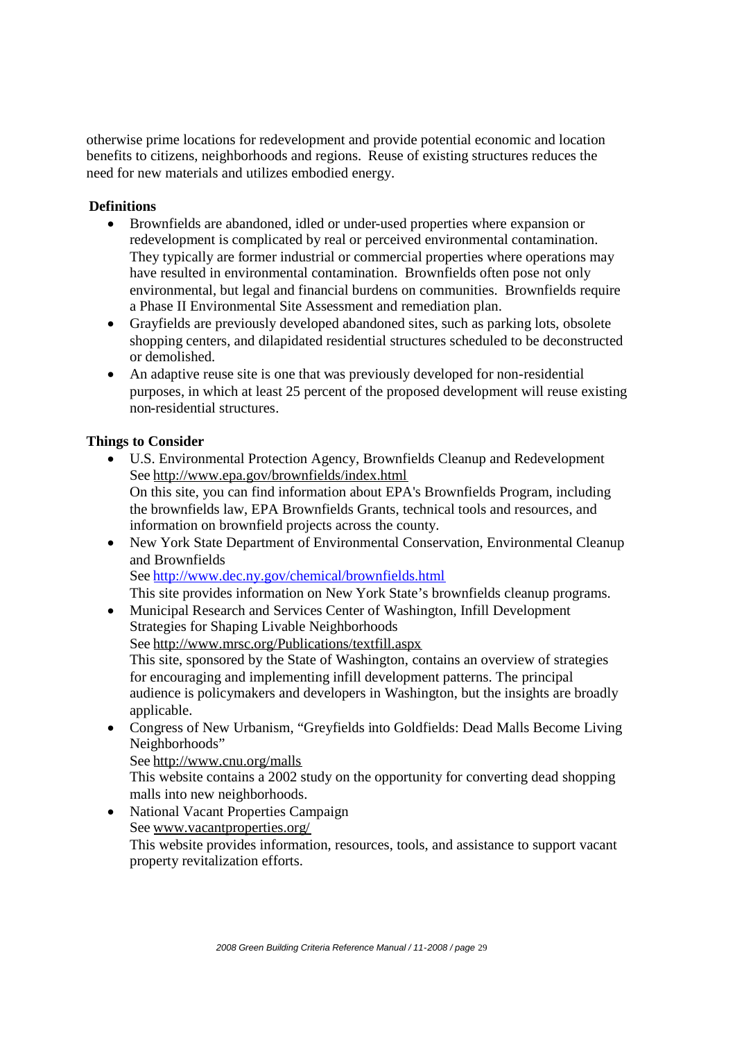otherwise prime locations for redevelopment and provide potential economic and location benefits to citizens, neighborhoods and regions. Reuse of existing structures reduces the need for new materials and utilizes embodied energy.

**Definitions**

- Brownfields are abandoned, idled or under-used properties where expansion or redevelopment is complicated by real or perceived environmental contamination. They typically are former industrial or commercial properties where operations may have resulted in environmental contamination. Brownfields often pose not only environmental, but legal and financial burdens on communities. Brownfields require a Phase II Environmental Site Assessment and remediation plan.
- Grayfields are previously developed abandoned sites, such as parking lots, obsolete shopping centers, and dilapidated residential structures scheduled to be deconstructed or demolished.
- An adaptive reuse site is one that was previously developed for non-residential purposes, in which at least 25 percent of the proposed development will reuse existing non-residential structures.

**Things to Consider**

- U.S. Environmental Protection Agency, Brownfields Cleanup and Redevelopment
  See http://www.epa.gov/brownfields/index.html
  On this site, you can find information about EPA's Brownfields Program, including the brownfields law, EPA Brownfields Grants, technical tools and resources, and information on brownfield projects across the county.
- New York State Department of Environmental Conservation, Environmental Cleanup and Brownfields
  See http://www.dec.ny.gov/chemical/brownfields.html
  This site provides information on New York State's brownfields cleanup programs.
- Municipal Research and Services Center of Washington, Infill Development Strategies for Shaping Livable Neighborhoods
  See http://www.mrsc.org/Publications/textfill.aspx
  This site, sponsored by the State of Washington, contains an overview of strategies for encouraging and implementing infill development patterns. The principal audience is policymakers and developers in Washington, but the insights are broadly applicable.
- Congress of New Urbanism, "Greyfields into Goldfields: Dead Malls Become Living Neighborhoods"
  See http://www.cnu.org/malls
  This website contains a 2002 study on the opportunity for converting dead shopping malls into new neighborhoods.
- National Vacant Properties Campaign
  See www.vacantproperties.org/
  This website provides information, resources, tools, and assistance to support vacant property revitalization efforts.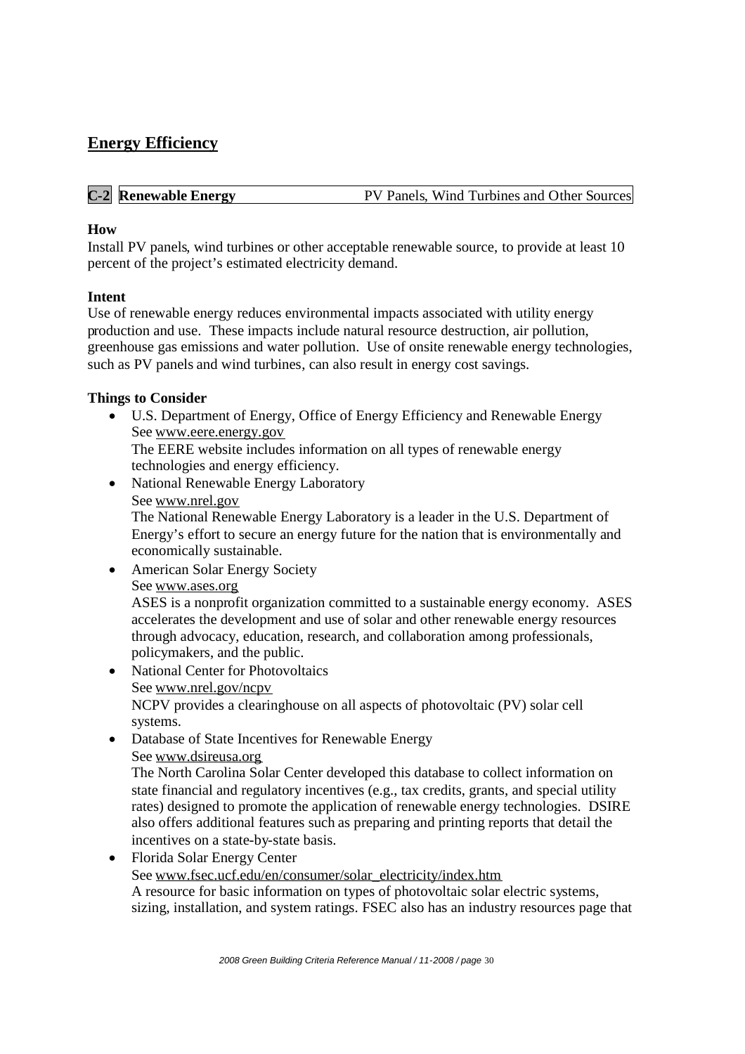## Energy Efficiency

**C-2** **Renewable Energy** PV Panels, Wind Turbines and Other Sources

**How**

Install PV panels, wind turbines or other acceptable renewable source, to provide at least 10 percent of the project's estimated electricity demand.

**Intent**

Use of renewable energy reduces environmental impacts associated with utility energy production and use. These impacts include natural resource destruction, air pollution, greenhouse gas emissions and water pollution. Use of onsite renewable energy technologies, such as PV panels and wind turbines, can also result in energy cost savings.

**Things to Consider**

- U.S. Department of Energy, Office of Energy Efficiency and Renewable Energy
  See www.eere.energy.gov
  The EERE website includes information on all types of renewable energy technologies and energy efficiency.
- National Renewable Energy Laboratory
  See www.nrel.gov
  The National Renewable Energy Laboratory is a leader in the U.S. Department of Energy's effort to secure an energy future for the nation that is environmentally and economically sustainable.
- American Solar Energy Society
  See www.ases.org
  ASES is a nonprofit organization committed to a sustainable energy economy. ASES accelerates the development and use of solar and other renewable energy resources through advocacy, education, research, and collaboration among professionals, policymakers, and the public.
- National Center for Photovoltaics
  See www.nrel.gov/ncpv
  NCPV provides a clearinghouse on all aspects of photovoltaic (PV) solar cell systems.
- Database of State Incentives for Renewable Energy
  See www.dsireusa.org
  The North Carolina Solar Center developed this database to collect information on state financial and regulatory incentives (e.g., tax credits, grants, and special utility rates) designed to promote the application of renewable energy technologies. DSIRE also offers additional features such as preparing and printing reports that detail the incentives on a state-by-state basis.
- Florida Solar Energy Center
  See www.fsec.ucf.edu/en/consumer/solar_electricity/index.htm
  A resource for basic information on types of photovoltaic solar electric systems, sizing, installation, and system ratings. FSEC also has an industry resources page that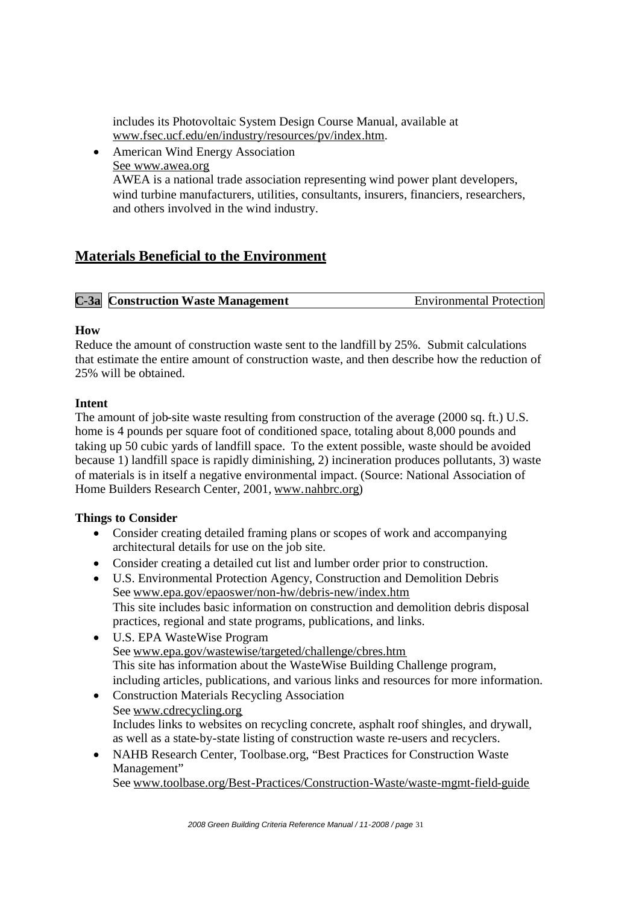includes its Photovoltaic System Design Course Manual, available at www.fsec.ucf.edu/en/industry/resources/pv/index.htm.

- American Wind Energy Association
  See www.awea.org
  AWEA is a national trade association representing wind power plant developers, wind turbine manufacturers, utilities, consultants, insurers, financiers, researchers, and others involved in the wind industry.

## Materials Beneficial to the Environment

| C-3a | Construction Waste Management | Environmental Protection |
|---|---|---|

**How**

Reduce the amount of construction waste sent to the landfill by 25%. Submit calculations that estimate the entire amount of construction waste, and then describe how the reduction of 25% will be obtained.

**Intent**

The amount of job-site waste resulting from construction of the average (2000 sq. ft.) U.S. home is 4 pounds per square foot of conditioned space, totaling about 8,000 pounds and taking up 50 cubic yards of landfill space. To the extent possible, waste should be avoided because 1) landfill space is rapidly diminishing, 2) incineration produces pollutants, 3) waste of materials is in itself a negative environmental impact. (Source: National Association of Home Builders Research Center, 2001, www.nahbrc.org)

**Things to Consider**

- Consider creating detailed framing plans or scopes of work and accompanying architectural details for use on the job site.
- Consider creating a detailed cut list and lumber order prior to construction.
- U.S. Environmental Protection Agency, Construction and Demolition Debris
  See www.epa.gov/epaoswer/non-hw/debris-new/index.htm
  This site includes basic information on construction and demolition debris disposal practices, regional and state programs, publications, and links.
- U.S. EPA WasteWise Program
  See www.epa.gov/wastewise/targeted/challenge/cbres.htm
  This site has information about the WasteWise Building Challenge program, including articles, publications, and various links and resources for more information.
- Construction Materials Recycling Association
  See www.cdrecycling.org
  Includes links to websites on recycling concrete, asphalt roof shingles, and drywall, as well as a state-by-state listing of construction waste re-users and recyclers.
- NAHB Research Center, Toolbase.org, "Best Practices for Construction Waste Management"
  See www.toolbase.org/Best-Practices/Construction-Waste/waste-mgmt-field-guide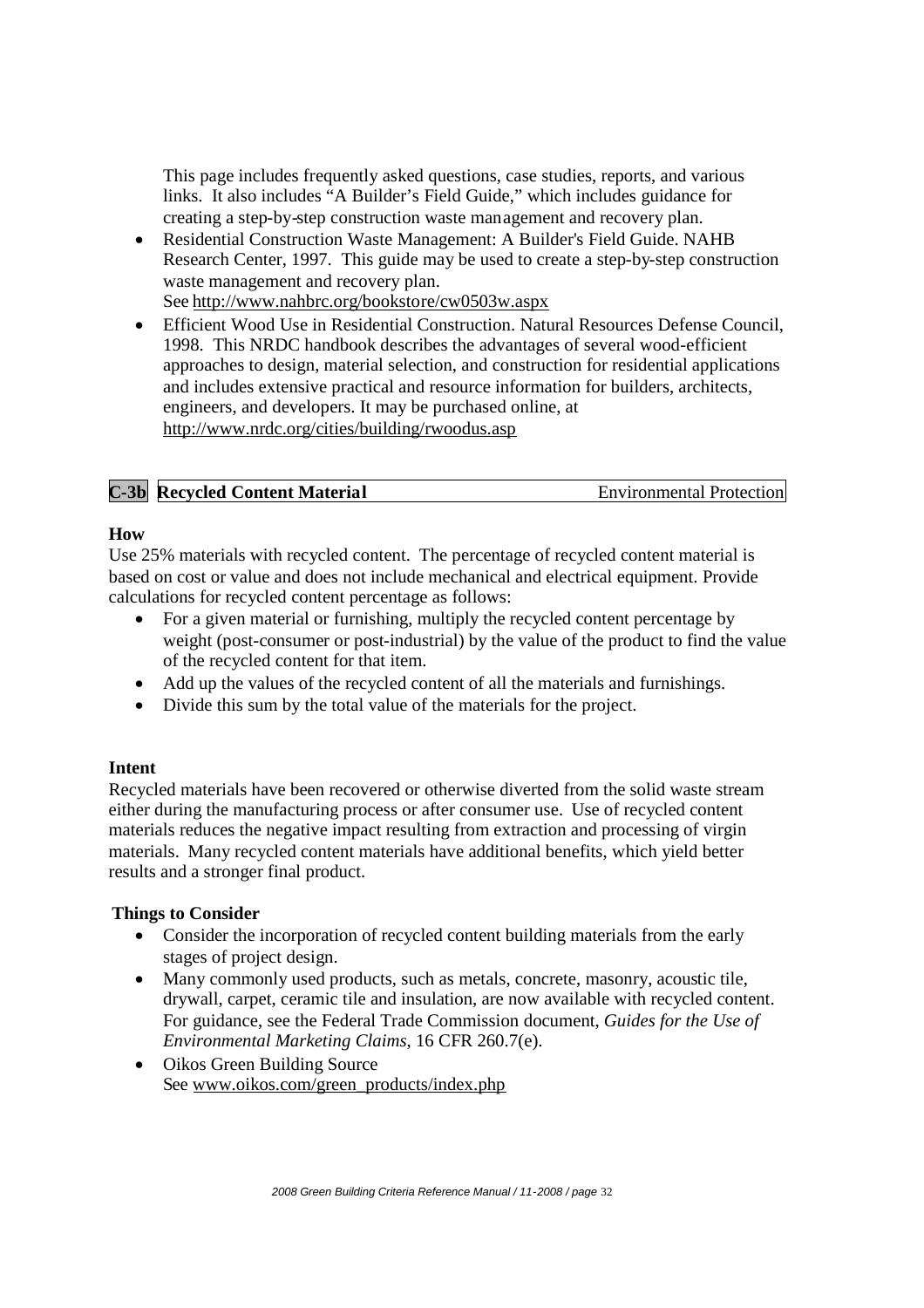This page includes frequently asked questions, case studies, reports, and various links. It also includes "A Builder's Field Guide," which includes guidance for creating a step-by-step construction waste management and recovery plan.

- Residential Construction Waste Management: A Builder's Field Guide. NAHB Research Center, 1997. This guide may be used to create a step-by-step construction waste management and recovery plan.
  See http://www.nahbrc.org/bookstore/cw0503w.aspx
- Efficient Wood Use in Residential Construction. Natural Resources Defense Council, 1998. This NRDC handbook describes the advantages of several wood-efficient approaches to design, material selection, and construction for residential applications and includes extensive practical and resource information for builders, architects, engineers, and developers. It may be purchased online, at http://www.nrdc.org/cities/building/rwoodus.asp

## C-3b Recycled Content Material — Environmental Protection

**How**

Use 25% materials with recycled content. The percentage of recycled content material is based on cost or value and does not include mechanical and electrical equipment. Provide calculations for recycled content percentage as follows:

- For a given material or furnishing, multiply the recycled content percentage by weight (post-consumer or post-industrial) by the value of the product to find the value of the recycled content for that item.
- Add up the values of the recycled content of all the materials and furnishings.
- Divide this sum by the total value of the materials for the project.

**Intent**

Recycled materials have been recovered or otherwise diverted from the solid waste stream either during the manufacturing process or after consumer use. Use of recycled content materials reduces the negative impact resulting from extraction and processing of virgin materials. Many recycled content materials have additional benefits, which yield better results and a stronger final product.

**Things to Consider**

- Consider the incorporation of recycled content building materials from the early stages of project design.
- Many commonly used products, such as metals, concrete, masonry, acoustic tile, drywall, carpet, ceramic tile and insulation, are now available with recycled content. For guidance, see the Federal Trade Commission document, *Guides for the Use of Environmental Marketing Claims*, 16 CFR 260.7(e).
- Oikos Green Building Source
  See www.oikos.com/green_products/index.php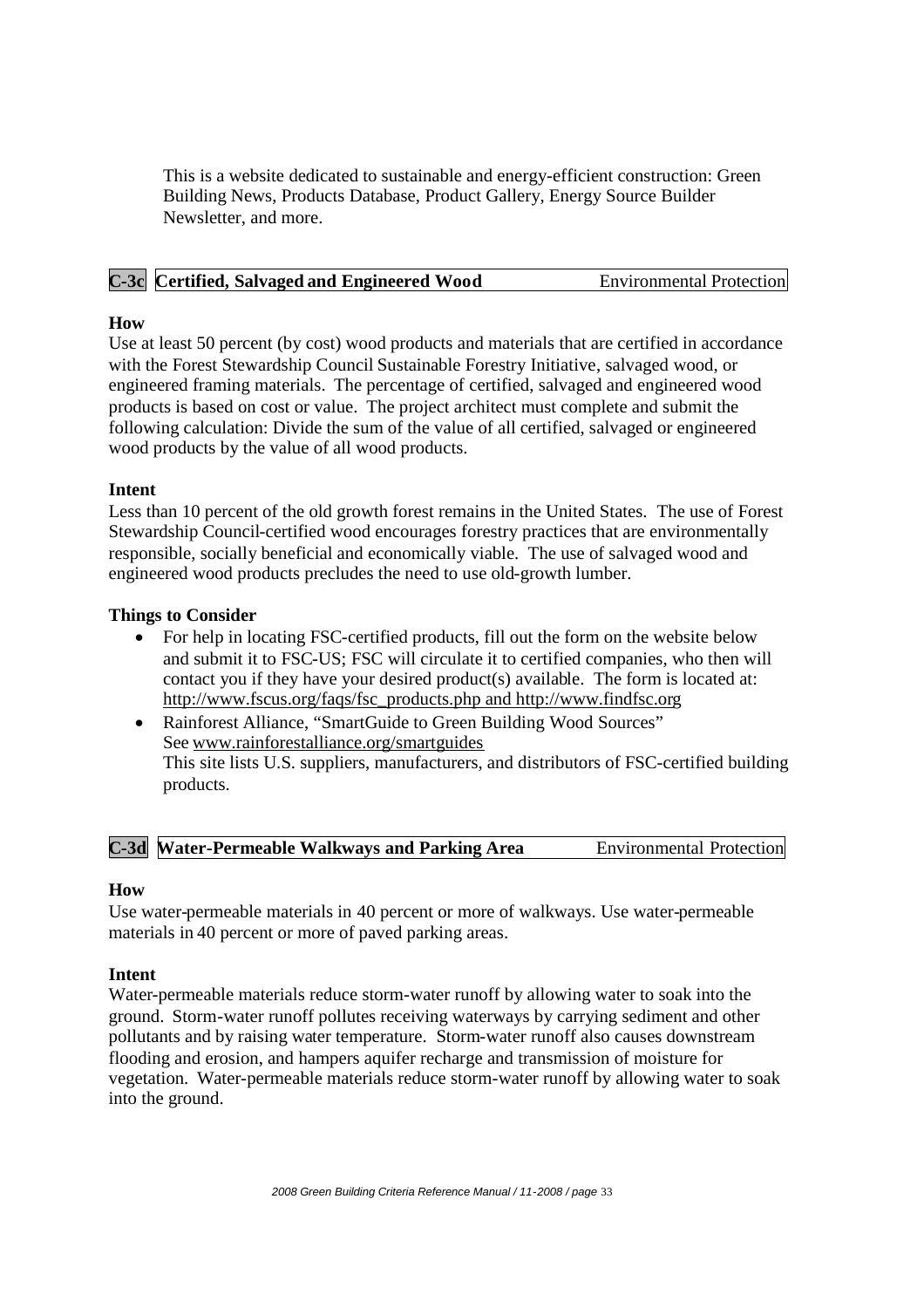This is a website dedicated to sustainable and energy-efficient construction: Green Building News, Products Database, Product Gallery, Energy Source Builder Newsletter, and more.

## C-3c Certified, Salvaged and Engineered Wood — Environmental Protection

**How**

Use at least 50 percent (by cost) wood products and materials that are certified in accordance with the Forest Stewardship Council Sustainable Forestry Initiative, salvaged wood, or engineered framing materials. The percentage of certified, salvaged and engineered wood products is based on cost or value. The project architect must complete and submit the following calculation: Divide the sum of the value of all certified, salvaged or engineered wood products by the value of all wood products.

**Intent**

Less than 10 percent of the old growth forest remains in the United States. The use of Forest Stewardship Council-certified wood encourages forestry practices that are environmentally responsible, socially beneficial and economically viable. The use of salvaged wood and engineered wood products precludes the need to use old-growth lumber.

**Things to Consider**

- For help in locating FSC-certified products, fill out the form on the website below and submit it to FSC-US; FSC will circulate it to certified companies, who then will contact you if they have your desired product(s) available. The form is located at: http://www.fscus.org/faqs/fsc_products.php and http://www.findfsc.org
- Rainforest Alliance, "SmartGuide to Green Building Wood Sources" See www.rainforestalliance.org/smartguides
  This site lists U.S. suppliers, manufacturers, and distributors of FSC-certified building products.

## C-3d Water-Permeable Walkways and Parking Area — Environmental Protection

**How**

Use water-permeable materials in 40 percent or more of walkways. Use water-permeable materials in 40 percent or more of paved parking areas.

**Intent**

Water-permeable materials reduce storm-water runoff by allowing water to soak into the ground. Storm-water runoff pollutes receiving waterways by carrying sediment and other pollutants and by raising water temperature. Storm-water runoff also causes downstream flooding and erosion, and hampers aquifer recharge and transmission of moisture for vegetation. Water-permeable materials reduce storm-water runoff by allowing water to soak into the ground.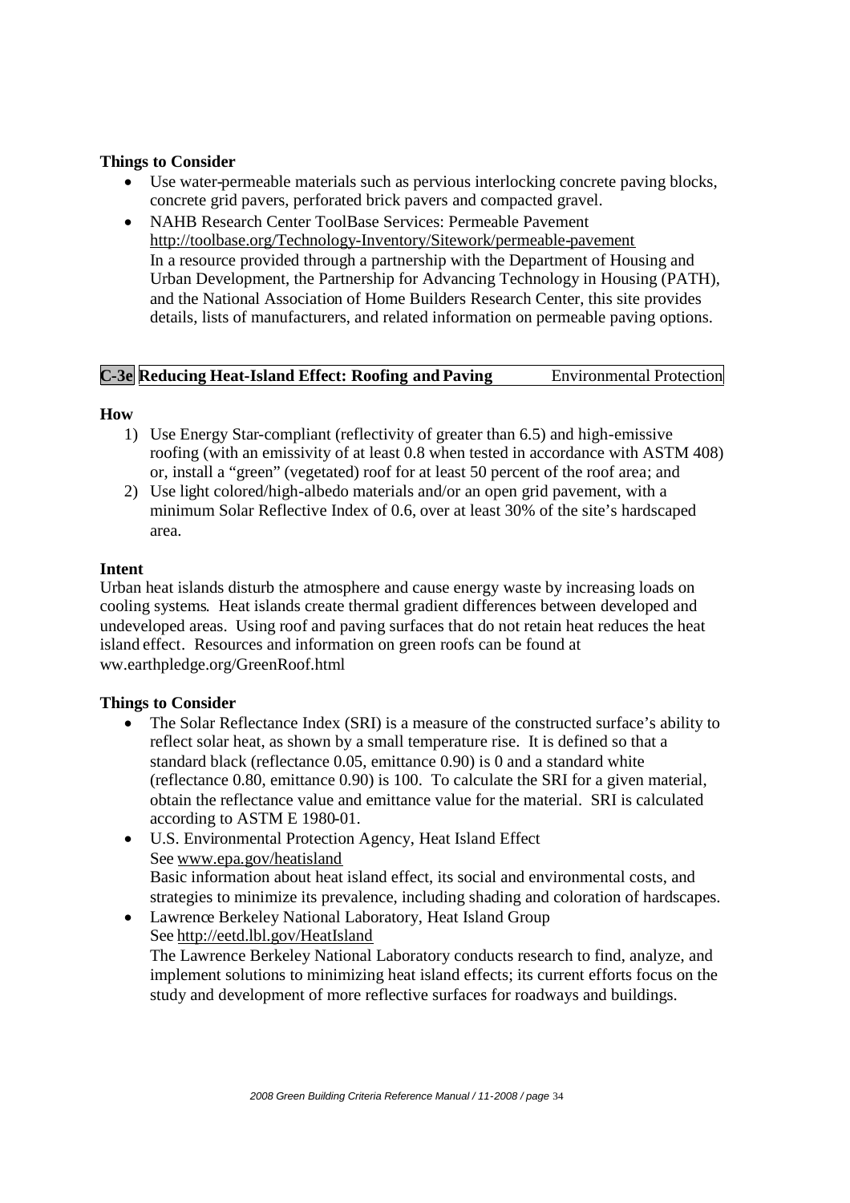**Things to Consider**

- Use water-permeable materials such as pervious interlocking concrete paving blocks, concrete grid pavers, perforated brick pavers and compacted gravel.
- NAHB Research Center ToolBase Services: Permeable Pavement
  http://toolbase.org/Technology-Inventory/Sitework/permeable-pavement
  In a resource provided through a partnership with the Department of Housing and Urban Development, the Partnership for Advancing Technology in Housing (PATH), and the National Association of Home Builders Research Center, this site provides details, lists of manufacturers, and related information on permeable paving options.

## C-3e Reducing Heat-Island Effect: Roofing and Paving — Environmental Protection

**How**

1) Use Energy Star-compliant (reflectivity of greater than 6.5) and high-emissive roofing (with an emissivity of at least 0.8 when tested in accordance with ASTM 408) or, install a "green" (vegetated) roof for at least 50 percent of the roof area; and
2) Use light colored/high-albedo materials and/or an open grid pavement, with a minimum Solar Reflective Index of 0.6, over at least 30% of the site's hardscaped area.

**Intent**

Urban heat islands disturb the atmosphere and cause energy waste by increasing loads on cooling systems. Heat islands create thermal gradient differences between developed and undeveloped areas. Using roof and paving surfaces that do not retain heat reduces the heat island effect. Resources and information on green roofs can be found at ww.earthpledge.org/GreenRoof.html

**Things to Consider**

- The Solar Reflectance Index (SRI) is a measure of the constructed surface's ability to reflect solar heat, as shown by a small temperature rise. It is defined so that a standard black (reflectance 0.05, emittance 0.90) is 0 and a standard white (reflectance 0.80, emittance 0.90) is 100. To calculate the SRI for a given material, obtain the reflectance value and emittance value for the material. SRI is calculated according to ASTM E 1980-01.
- U.S. Environmental Protection Agency, Heat Island Effect
  See www.epa.gov/heatisland
  Basic information about heat island effect, its social and environmental costs, and strategies to minimize its prevalence, including shading and coloration of hardscapes.
- Lawrence Berkeley National Laboratory, Heat Island Group
  See http://eetd.lbl.gov/HeatIsland
  The Lawrence Berkeley National Laboratory conducts research to find, analyze, and implement solutions to minimizing heat island effects; its current efforts focus on the study and development of more reflective surfaces for roadways and buildings.